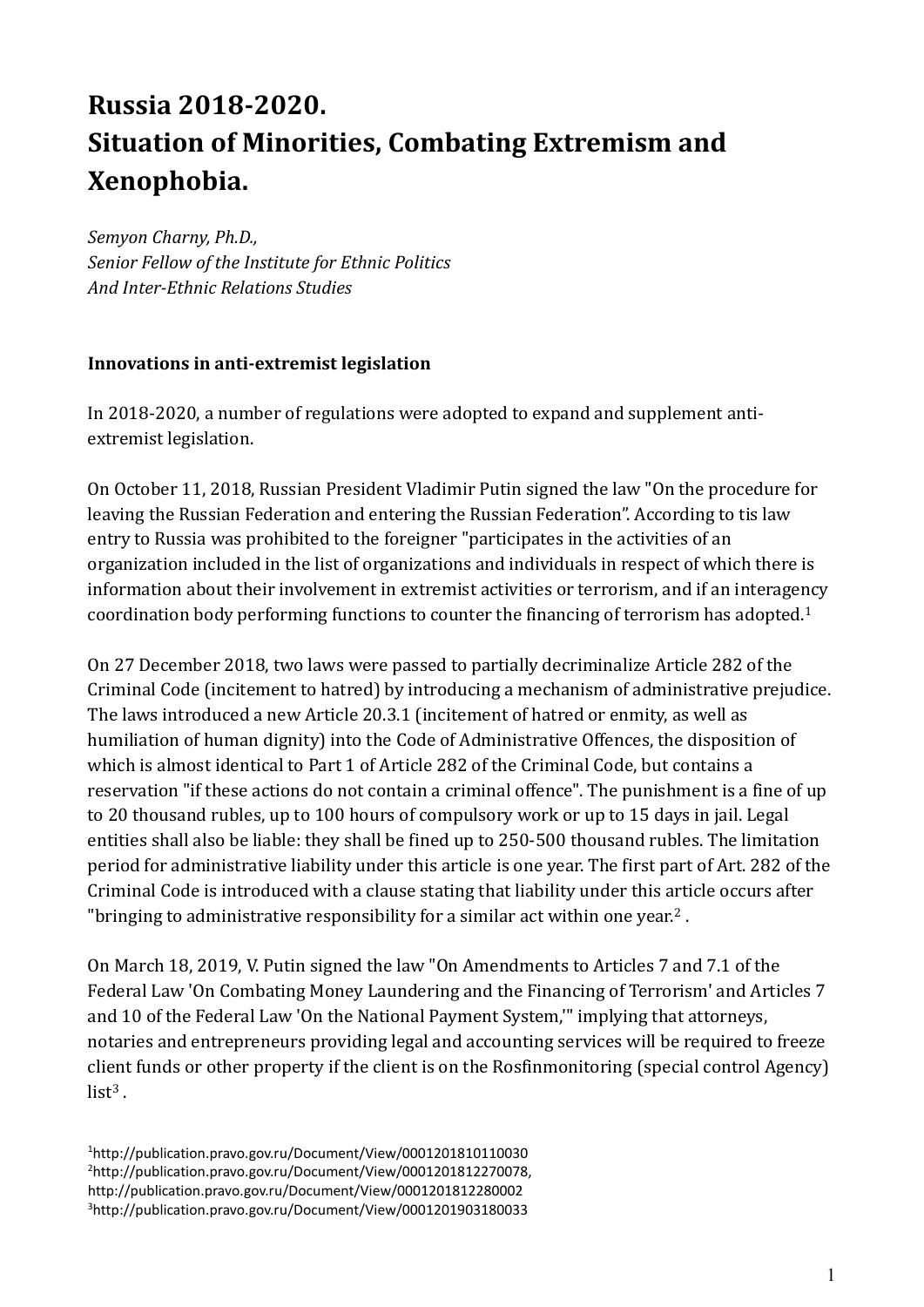# Russia 2018-2020.
# Situation of Minorities, Combating Extremism and Xenophobia.

*Semyon Charny, Ph.D.,*
*Senior Fellow of the Institute for Ethnic Politics*
*And Inter-Ethnic Relations Studies*

**Innovations in anti-extremist legislation**

In 2018-2020, a number of regulations were adopted to expand and supplement anti-extremist legislation.

On October 11, 2018, Russian President Vladimir Putin signed the law "On the procedure for leaving the Russian Federation and entering the Russian Federation". According to tis law entry to Russia was prohibited to the foreigner "participates in the activities of an organization included in the list of organizations and individuals in respect of which there is information about their involvement in extremist activities or terrorism, and if an interagency coordination body performing functions to counter the financing of terrorism has adopted.[1]

On 27 December 2018, two laws were passed to partially decriminalize Article 282 of the Criminal Code (incitement to hatred) by introducing a mechanism of administrative prejudice. The laws introduced a new Article 20.3.1 (incitement of hatred or enmity, as well as humiliation of human dignity) into the Code of Administrative Offences, the disposition of which is almost identical to Part 1 of Article 282 of the Criminal Code, but contains a reservation "if these actions do not contain a criminal offence". The punishment is a fine of up to 20 thousand rubles, up to 100 hours of compulsory work or up to 15 days in jail. Legal entities shall also be liable: they shall be fined up to 250-500 thousand rubles. The limitation period for administrative liability under this article is one year. The first part of Art. 282 of the Criminal Code is introduced with a clause stating that liability under this article occurs after "bringing to administrative responsibility for a similar act within one year.[2] .

On March 18, 2019, V. Putin signed the law "On Amendments to Articles 7 and 7.1 of the Federal Law 'On Combating Money Laundering and the Financing of Terrorism' and Articles 7 and 10 of the Federal Law 'On the National Payment System,'" implying that attorneys, notaries and entrepreneurs providing legal and accounting services will be required to freeze client funds or other property if the client is on the Rosfinmonitoring (special control Agency) list[3] .

[1]http://publication.pravo.gov.ru/Document/View/0001201810110030
[2]http://publication.pravo.gov.ru/Document/View/0001201812270078,
http://publication.pravo.gov.ru/Document/View/0001201812280002
[3]http://publication.pravo.gov.ru/Document/View/0001201903180033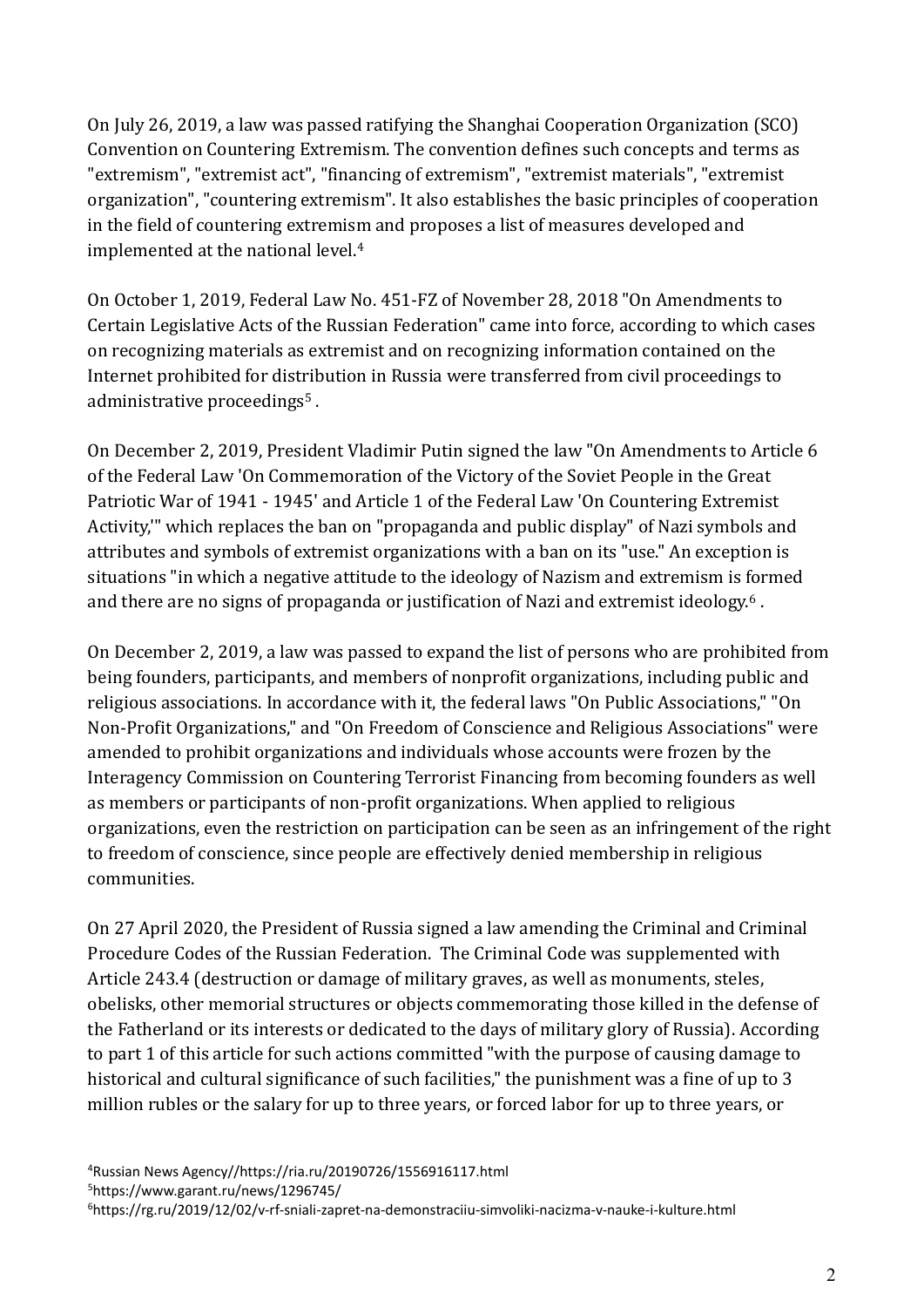On July 26, 2019, a law was passed ratifying the Shanghai Cooperation Organization (SCO) Convention on Countering Extremism. The convention defines such concepts and terms as "extremism", "extremist act", "financing of extremism", "extremist materials", "extremist organization", "countering extremism". It also establishes the basic principles of cooperation in the field of countering extremism and proposes a list of measures developed and implemented at the national level.[4]

On October 1, 2019, Federal Law No. 451-FZ of November 28, 2018 "On Amendments to Certain Legislative Acts of the Russian Federation" came into force, according to which cases on recognizing materials as extremist and on recognizing information contained on the Internet prohibited for distribution in Russia were transferred from civil proceedings to administrative proceedings[5] .

On December 2, 2019, President Vladimir Putin signed the law "On Amendments to Article 6 of the Federal Law 'On Commemoration of the Victory of the Soviet People in the Great Patriotic War of 1941 - 1945' and Article 1 of the Federal Law 'On Countering Extremist Activity,'" which replaces the ban on "propaganda and public display" of Nazi symbols and attributes and symbols of extremist organizations with a ban on its "use." An exception is situations "in which a negative attitude to the ideology of Nazism and extremism is formed and there are no signs of propaganda or justification of Nazi and extremist ideology.[6] .

On December 2, 2019, a law was passed to expand the list of persons who are prohibited from being founders, participants, and members of nonprofit organizations, including public and religious associations. In accordance with it, the federal laws "On Public Associations," "On Non-Profit Organizations," and "On Freedom of Conscience and Religious Associations" were amended to prohibit organizations and individuals whose accounts were frozen by the Interagency Commission on Countering Terrorist Financing from becoming founders as well as members or participants of non-profit organizations. When applied to religious organizations, even the restriction on participation can be seen as an infringement of the right to freedom of conscience, since people are effectively denied membership in religious communities.

On 27 April 2020, the President of Russia signed a law amending the Criminal and Criminal Procedure Codes of the Russian Federation. The Criminal Code was supplemented with Article 243.4 (destruction or damage of military graves, as well as monuments, steles, obelisks, other memorial structures or objects commemorating those killed in the defense of the Fatherland or its interests or dedicated to the days of military glory of Russia). According to part 1 of this article for such actions committed "with the purpose of causing damage to historical and cultural significance of such facilities," the punishment was a fine of up to 3 million rubles or the salary for up to three years, or forced labor for up to three years, or

[4]Russian News Agency//https://ria.ru/20190726/1556916117.html

[5]https://www.garant.ru/news/1296745/

[6]https://rg.ru/2019/12/02/v-rf-sniali-zapret-na-demonstraciiu-simvoliki-nacizma-v-nauke-i-kulture.html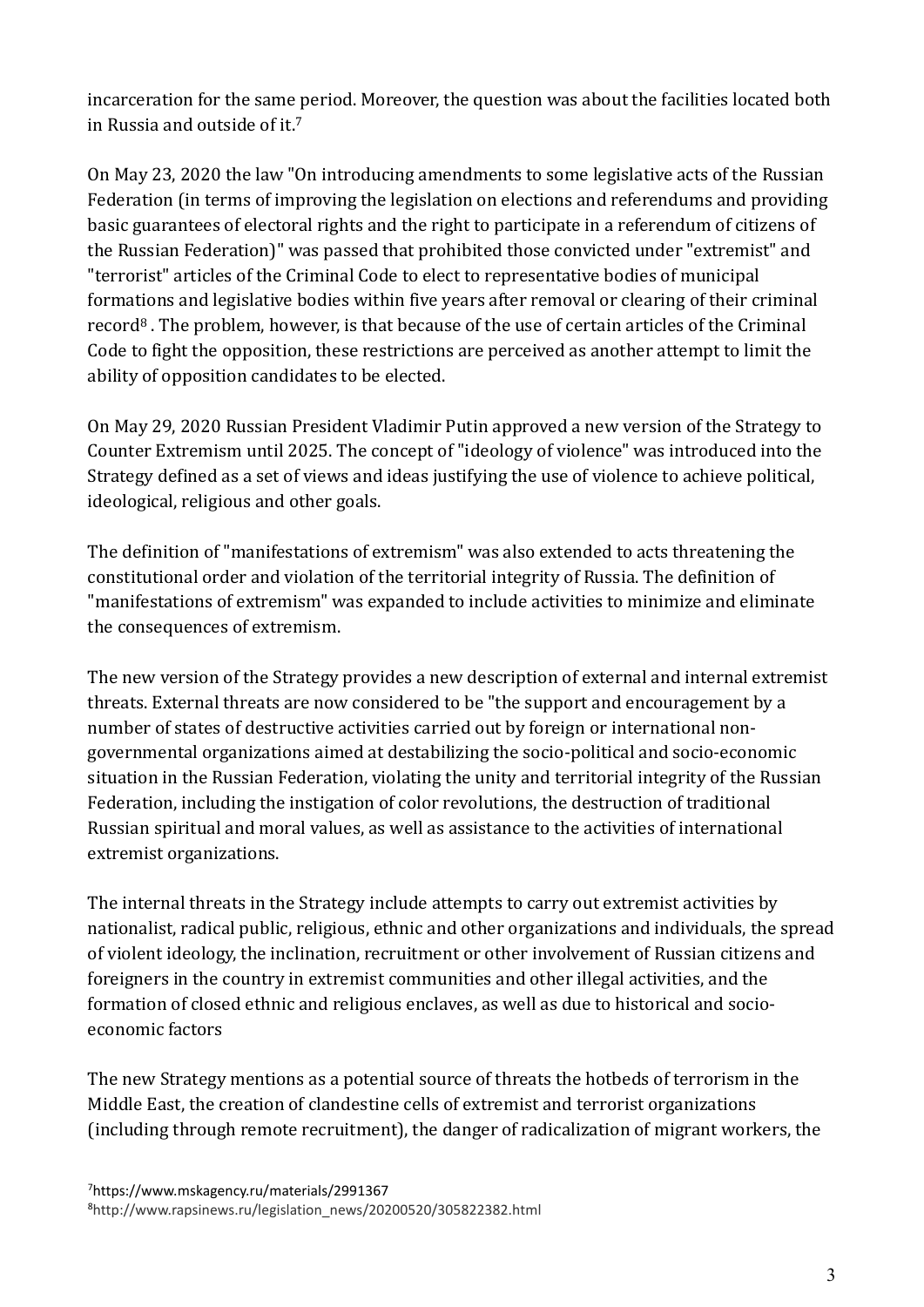incarceration for the same period. Moreover, the question was about the facilities located both in Russia and outside of it.[7]

On May 23, 2020 the law "On introducing amendments to some legislative acts of the Russian Federation (in terms of improving the legislation on elections and referendums and providing basic guarantees of electoral rights and the right to participate in a referendum of citizens of the Russian Federation)" was passed that prohibited those convicted under "extremist" and "terrorist" articles of the Criminal Code to elect to representative bodies of municipal formations and legislative bodies within five years after removal or clearing of their criminal record[8] . The problem, however, is that because of the use of certain articles of the Criminal Code to fight the opposition, these restrictions are perceived as another attempt to limit the ability of opposition candidates to be elected.

On May 29, 2020 Russian President Vladimir Putin approved a new version of the Strategy to Counter Extremism until 2025. The concept of "ideology of violence" was introduced into the Strategy defined as a set of views and ideas justifying the use of violence to achieve political, ideological, religious and other goals.

The definition of "manifestations of extremism" was also extended to acts threatening the constitutional order and violation of the territorial integrity of Russia. The definition of "manifestations of extremism" was expanded to include activities to minimize and eliminate the consequences of extremism.

The new version of the Strategy provides a new description of external and internal extremist threats. External threats are now considered to be "the support and encouragement by a number of states of destructive activities carried out by foreign or international non-governmental organizations aimed at destabilizing the socio-political and socio-economic situation in the Russian Federation, violating the unity and territorial integrity of the Russian Federation, including the instigation of color revolutions, the destruction of traditional Russian spiritual and moral values, as well as assistance to the activities of international extremist organizations.

The internal threats in the Strategy include attempts to carry out extremist activities by nationalist, radical public, religious, ethnic and other organizations and individuals, the spread of violent ideology, the inclination, recruitment or other involvement of Russian citizens and foreigners in the country in extremist communities and other illegal activities, and the formation of closed ethnic and religious enclaves, as well as due to historical and socio-economic factors

The new Strategy mentions as a potential source of threats the hotbeds of terrorism in the Middle East, the creation of clandestine cells of extremist and terrorist organizations (including through remote recruitment), the danger of radicalization of migrant workers, the

[7]https://www.mskagency.ru/materials/2991367
[8]http://www.rapsinews.ru/legislation_news/20200520/305822382.html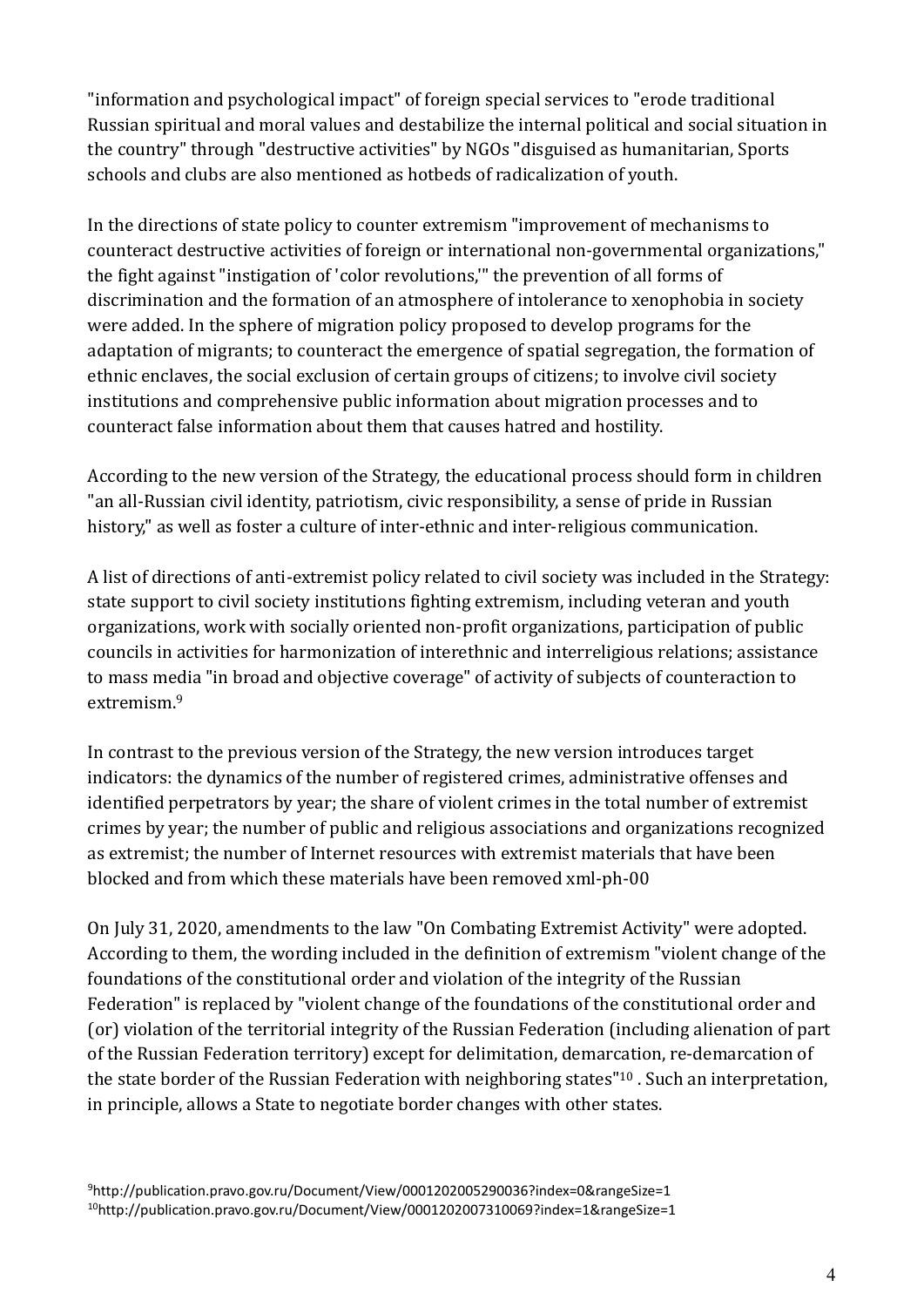"information and psychological impact" of foreign special services to "erode traditional Russian spiritual and moral values and destabilize the internal political and social situation in the country" through "destructive activities" by NGOs "disguised as humanitarian, Sports schools and clubs are also mentioned as hotbeds of radicalization of youth.

In the directions of state policy to counter extremism "improvement of mechanisms to counteract destructive activities of foreign or international non-governmental organizations," the fight against "instigation of 'color revolutions,'" the prevention of all forms of discrimination and the formation of an atmosphere of intolerance to xenophobia in society were added. In the sphere of migration policy proposed to develop programs for the adaptation of migrants; to counteract the emergence of spatial segregation, the formation of ethnic enclaves, the social exclusion of certain groups of citizens; to involve civil society institutions and comprehensive public information about migration processes and to counteract false information about them that causes hatred and hostility.

According to the new version of the Strategy, the educational process should form in children "an all-Russian civil identity, patriotism, civic responsibility, a sense of pride in Russian history," as well as foster a culture of inter-ethnic and inter-religious communication.

A list of directions of anti-extremist policy related to civil society was included in the Strategy: state support to civil society institutions fighting extremism, including veteran and youth organizations, work with socially oriented non-profit organizations, participation of public councils in activities for harmonization of interethnic and interreligious relations; assistance to mass media "in broad and objective coverage" of activity of subjects of counteraction to extremism.[9]

In contrast to the previous version of the Strategy, the new version introduces target indicators: the dynamics of the number of registered crimes, administrative offenses and identified perpetrators by year; the share of violent crimes in the total number of extremist crimes by year; the number of public and religious associations and organizations recognized as extremist; the number of Internet resources with extremist materials that have been blocked and from which these materials have been removed xml-ph-00

On July 31, 2020, amendments to the law "On Combating Extremist Activity" were adopted. According to them, the wording included in the definition of extremism "violent change of the foundations of the constitutional order and violation of the integrity of the Russian Federation" is replaced by "violent change of the foundations of the constitutional order and (or) violation of the territorial integrity of the Russian Federation (including alienation of part of the Russian Federation territory) except for delimitation, demarcation, re-demarcation of the state border of the Russian Federation with neighboring states"[10] . Such an interpretation, in principle, allows a State to negotiate border changes with other states.

[9] http://publication.pravo.gov.ru/Document/View/0001202005290036?index=0&rangeSize=1

[10] http://publication.pravo.gov.ru/Document/View/0001202007310069?index=1&rangeSize=1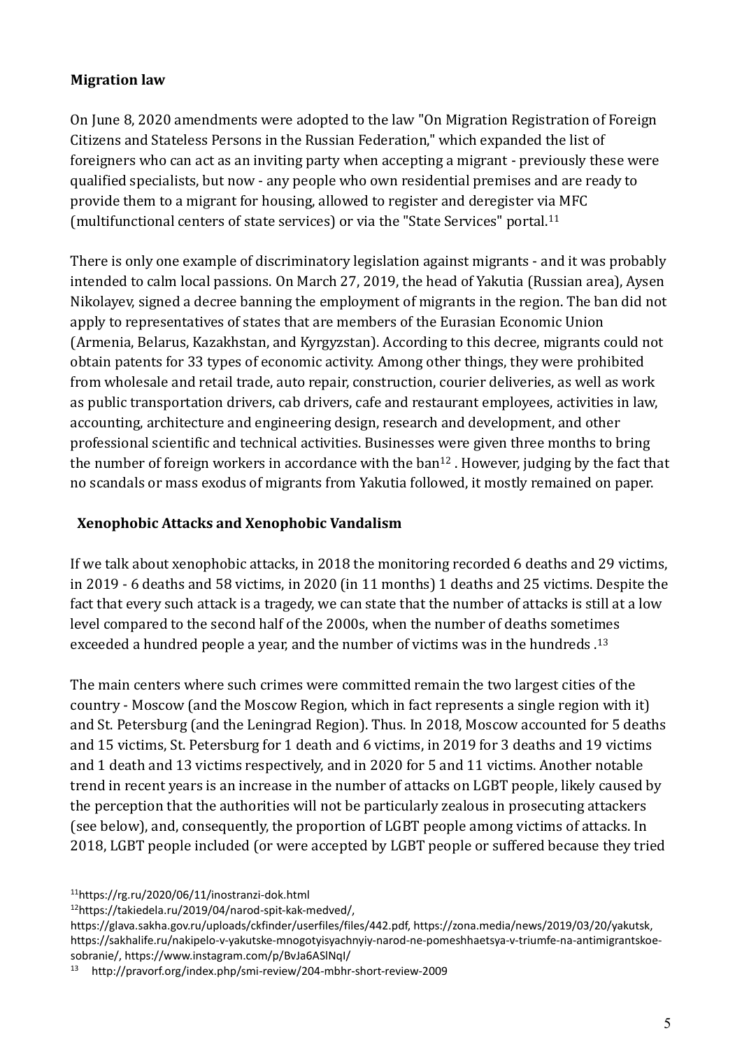**Migration law**

On June 8, 2020 amendments were adopted to the law "On Migration Registration of Foreign Citizens and Stateless Persons in the Russian Federation," which expanded the list of foreigners who can act as an inviting party when accepting a migrant - previously these were qualified specialists, but now - any people who own residential premises and are ready to provide them to a migrant for housing, allowed to register and deregister via MFC (multifunctional centers of state services) or via the "State Services" portal.[11]

There is only one example of discriminatory legislation against migrants - and it was probably intended to calm local passions. On March 27, 2019, the head of Yakutia (Russian area), Aysen Nikolayev, signed a decree banning the employment of migrants in the region. The ban did not apply to representatives of states that are members of the Eurasian Economic Union (Armenia, Belarus, Kazakhstan, and Kyrgyzstan). According to this decree, migrants could not obtain patents for 33 types of economic activity. Among other things, they were prohibited from wholesale and retail trade, auto repair, construction, courier deliveries, as well as work as public transportation drivers, cab drivers, cafe and restaurant employees, activities in law, accounting, architecture and engineering design, research and development, and other professional scientific and technical activities. Businesses were given three months to bring the number of foreign workers in accordance with the ban[12] . However, judging by the fact that no scandals or mass exodus of migrants from Yakutia followed, it mostly remained on paper.

**Xenophobic Attacks and Xenophobic Vandalism**

If we talk about xenophobic attacks, in 2018 the monitoring recorded 6 deaths and 29 victims, in 2019 - 6 deaths and 58 victims, in 2020 (in 11 months) 1 deaths and 25 victims. Despite the fact that every such attack is a tragedy, we can state that the number of attacks is still at a low level compared to the second half of the 2000s, when the number of deaths sometimes exceeded a hundred people a year, and the number of victims was in the hundreds .[13]

The main centers where such crimes were committed remain the two largest cities of the country - Moscow (and the Moscow Region, which in fact represents a single region with it) and St. Petersburg (and the Leningrad Region). Thus. In 2018, Moscow accounted for 5 deaths and 15 victims, St. Petersburg for 1 death and 6 victims, in 2019 for 3 deaths and 19 victims and 1 death and 13 victims respectively, and in 2020 for 5 and 11 victims. Another notable trend in recent years is an increase in the number of attacks on LGBT people, likely caused by the perception that the authorities will not be particularly zealous in prosecuting attackers (see below), and, consequently, the proportion of LGBT people among victims of attacks. In 2018, LGBT people included (or were accepted by LGBT people or suffered because they tried

[11] https://rg.ru/2020/06/11/inostranzi-dok.html

[12] https://takiedela.ru/2019/04/narod-spit-kak-medved/, https://glava.sakha.gov.ru/uploads/ckfinder/userfiles/files/442.pdf, https://zona.media/news/2019/03/20/yakutsk, https://sakhalife.ru/nakipelo-v-yakutske-mnogotyisyachnyiy-narod-ne-pomeshhaetsya-v-triumfe-na-antimigrantskoe-sobranie/, https://www.instagram.com/p/BvJa6ASlNqI/

[13] http://pravorf.org/index.php/smi-review/204-mbhr-short-review-2009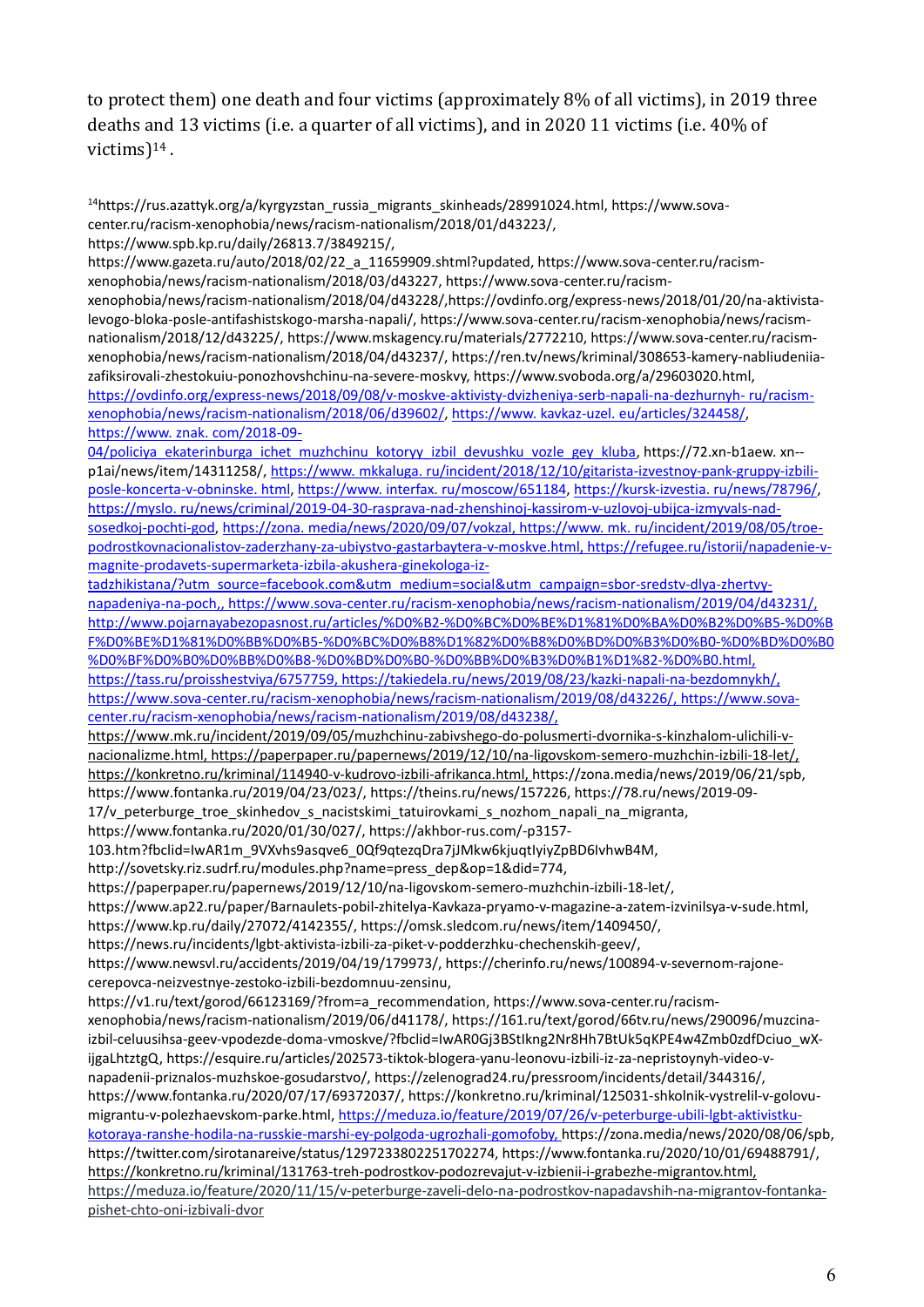to protect them) one death and four victims (approximately 8% of all victims), in 2019 three deaths and 13 victims (i.e. a quarter of all victims), and in 2020 11 victims (i.e. 40% of victims)[14].

[14]https://rus.azattyk.org/a/kyrgyzstan_russia_migrants_skinheads/28991024.html, https://www.sova-center.ru/racism-xenophobia/news/racism-nationalism/2018/01/d43223/, https://www.spb.kp.ru/daily/26813.7/3849215/, https://www.gazeta.ru/auto/2018/02/22_a_11659909.shtml?updated, https://www.sova-center.ru/racism-xenophobia/news/racism-nationalism/2018/03/d43227, https://www.sova-center.ru/racism-xenophobia/news/racism-nationalism/2018/04/d43228/,https://ovdinfo.org/express-news/2018/01/20/na-aktivista-levogo-bloka-posle-antifashistskogo-marsha-napali/, https://www.sova-center.ru/racism-xenophobia/news/racism-nationalism/2018/12/d43225/, https://www.mskagency.ru/materials/2772210, https://www.sova-center.ru/racism-xenophobia/news/racism-nationalism/2018/04/d43237/, https://ren.tv/news/kriminal/308653-kamery-nabliudeniia-zafiksirovali-zhestokuiu-ponozhovshchinu-na-severe-moskvy, https://www.svoboda.org/a/29603020.html, https://ovdinfo.org/express-news/2018/09/08/v-moskve-aktivisty-dvizheniya-serb-napali-na-dezhurnyh- ru/racism-xenophobia/news/racism-nationalism/2018/06/d39602/, https://www. kavkaz-uzel. eu/articles/324458/, https://www. znak. com/2018-09-04/policiya_ekaterinburga_ichet_muzhchinu_kotoryy_izbil_devushku_vozle_gey_kluba, https://72.xn-b1aew. xn--p1ai/news/item/14311258/, https://www. mkkaluga. ru/incident/2018/12/10/gitarista-izvestnoy-pank-gruppy-izbili-posle-koncerta-v-obninske. html, https://www. interfax. ru/moscow/651184, https://kursk-izvestia. ru/news/78796/, https://myslo. ru/news/criminal/2019-04-30-rasprava-nad-zhenshinoj-kassirom-v-uzlovoj-ubijca-izmyvals-nad-sosedkoj-pochti-god, https://zona. media/news/2020/09/07/vokzal, https://www. mk. ru/incident/2019/08/05/troe-podrostkovnacionalistov-zaderzhany-za-ubiystvo-gastarbaytera-v-moskve.html, https://refugee.ru/istorii/napadenie-v-magnite-prodavets-supermarketa-izbila-akushera-ginekologa-iz-tadzhikistana/?utm_source=facebook.com&utm_medium=social&utm_campaign=sbor-sredstv-dlya-zhertvy-napadeniya-na-poch,, https://www.sova-center.ru/racism-xenophobia/news/racism-nationalism/2019/04/d43231/, http://www.pojarnayabezopasnost.ru/articles/%D0%B2-%D0%BC%D0%BE%D1%81%D0%BA%D0%B2%D0%B5-%D0%BF%D0%BE%D1%81%D0%BB%D0%B5-%D0%BC%D0%B8%D1%82%D0%B8%D0%BD%D0%B3%D0%B0-%D0%BD%D0%B0%D0%BF%D0%B0%D0%BB%D0%B8-%D0%BD%D0%B0-%D0%BB%D0%B3%D0%B1%D1%82-%D0%B0.html, https://tass.ru/proisshestviya/6757759, https://takiedela.ru/news/2019/08/23/kazki-napali-na-bezdomnykh/, https://www.sova-center.ru/racism-xenophobia/news/racism-nationalism/2019/08/d43226/, https://www.sova-center.ru/racism-xenophobia/news/racism-nationalism/2019/08/d43238/, https://www.mk.ru/incident/2019/09/05/muzhchinu-zabivshego-do-polusmerti-dvornika-s-kinzhalom-ulichili-v-nacionalizme.html, https://paperpaper.ru/papernews/2019/12/10/na-ligovskom-semero-muzhchin-izbili-18-let/, https://konkretno.ru/kriminal/114940-v-kudrovo-izbili-afrikanca.html, https://zona.media/news/2019/06/21/spb, https://www.fontanka.ru/2019/04/23/023/, https://theins.ru/news/157226, https://78.ru/news/2019-09-17/v_peterburge_troe_skinhedov_s_nacistskimi_tatuirovkami_s_nozhom_napali_na_migranta, https://www.fontanka.ru/2020/01/30/027/, https://akhbor-rus.com/-p3157-103.htm?fbclid=IwAR1m_9VXvhs9asqve6_0Qf9qtezqDra7jJMkw6kjuqtIyiyZpBD6IvhwB4M, http://sovetsky.riz.sudrf.ru/modules.php?name=press_dep&op=1&did=774, https://paperpaper.ru/papernews/2019/12/10/na-ligovskom-semero-muzhchin-izbili-18-let/, https://www.ap22.ru/paper/Barnaulets-pobil-zhitelya-Kavkaza-pryamo-v-magazine-a-zatem-izvinilsya-v-sude.html, https://www.kp.ru/daily/27072/4142355/, https://omsk.sledcom.ru/news/item/1409450/, https://news.ru/incidents/lgbt-aktivista-izbili-za-piket-v-podderzhku-chechenskih-geev/, https://www.newsvl.ru/accidents/2019/04/19/179973/, https://cherinfo.ru/news/100894-v-severnom-rajone-cerepovca-neizvestnye-zestoko-izbili-bezdomnuu-zensinu, https://v1.ru/text/gorod/66123169/?from=a_recommendation, https://www.sova-center.ru/racism-xenophobia/news/racism-nationalism/2019/06/d41178/, https://161.ru/text/gorod/66tv.ru/news/290096/muzcina-izbil-celuusihsa-geev-vpodezde-doma-vmoskve/?fbclid=IwAR0Gj3BStIkng2Nr8Hh7BtUk5qKPE4w4Zmb0zdfDciuo_wX-ijgaLhtztgQ, https://esquire.ru/articles/202573-tiktok-blogera-yanu-leonovu-izbili-iz-za-nepristoynyh-video-v-napadenii-priznalos-muzhskoe-gosudarstvo/, https://zelenograd24.ru/pressroom/incidents/detail/344316/, https://www.fontanka.ru/2020/07/17/69372037/, https://konkretno.ru/kriminal/125031-shkolnik-vystrelil-v-golovu-migrantu-v-polezhaevskom-parke.html, https://meduza.io/feature/2019/07/26/v-peterburge-ubili-lgbt-aktivistku-kotoraya-ranshe-hodila-na-russkie-marshi-ey-polgoda-ugrozhali-gomofoby, https://zona.media/news/2020/08/06/spb, https://twitter.com/sirotanareive/status/1297233802251702274, https://www.fontanka.ru/2020/10/01/69488791/, https://konkretno.ru/kriminal/131763-treh-podrostkov-podozrevajut-v-izbienii-i-grabezhe-migrantov.html, https://meduza.io/feature/2020/11/15/v-peterburge-zaveli-delo-na-podrostkov-napadavshih-na-migrantov-fontanka-pishet-chto-oni-izbivali-dvor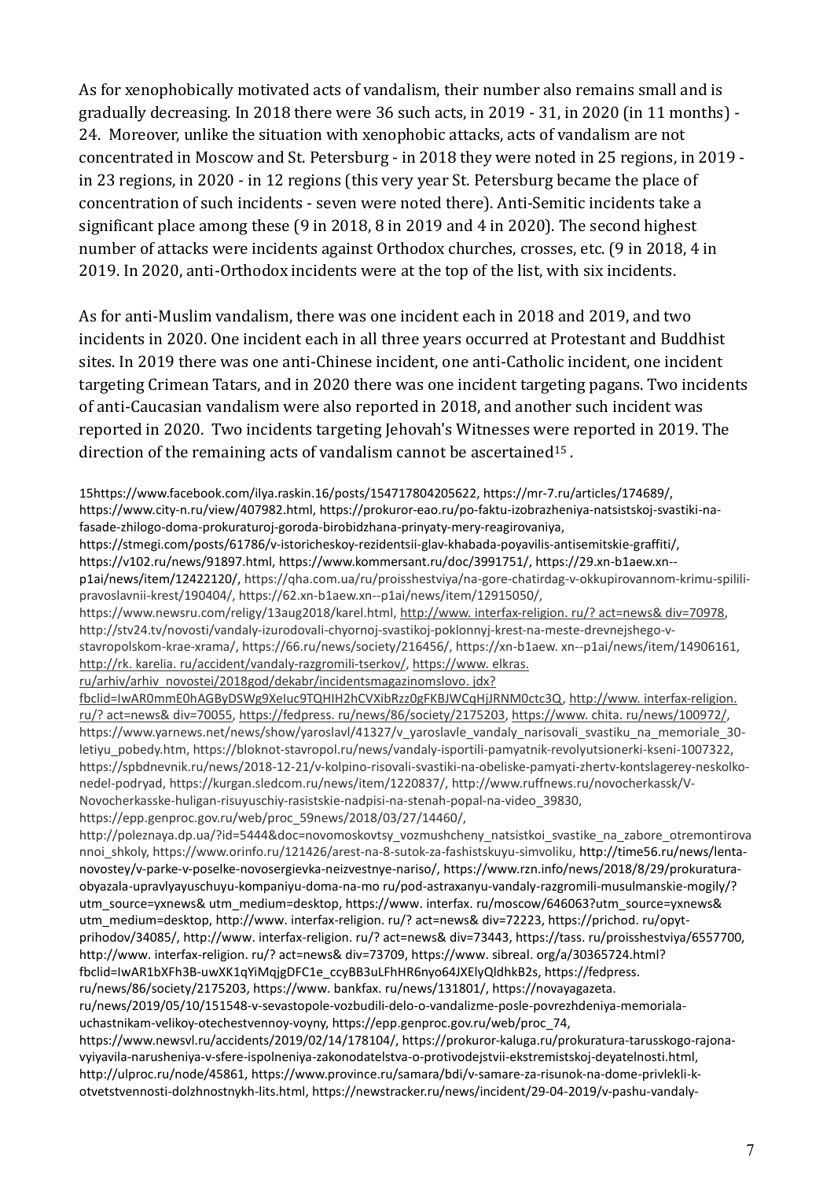As for xenophobically motivated acts of vandalism, their number also remains small and is gradually decreasing. In 2018 there were 36 such acts, in 2019 - 31, in 2020 (in 11 months) - 24. Moreover, unlike the situation with xenophobic attacks, acts of vandalism are not concentrated in Moscow and St. Petersburg - in 2018 they were noted in 25 regions, in 2019 - in 23 regions, in 2020 - in 12 regions (this very year St. Petersburg became the place of concentration of such incidents - seven were noted there). Anti-Semitic incidents take a significant place among these (9 in 2018, 8 in 2019 and 4 in 2020). The second highest number of attacks were incidents against Orthodox churches, crosses, etc. (9 in 2018, 4 in 2019. In 2020, anti-Orthodox incidents were at the top of the list, with six incidents.

As for anti-Muslim vandalism, there was one incident each in 2018 and 2019, and two incidents in 2020. One incident each in all three years occurred at Protestant and Buddhist sites. In 2019 there was one anti-Chinese incident, one anti-Catholic incident, one incident targeting Crimean Tatars, and in 2020 there was one incident targeting pagans. Two incidents of anti-Caucasian vandalism were also reported in 2018, and another such incident was reported in 2020. Two incidents targeting Jehovah's Witnesses were reported in 2019. The direction of the remaining acts of vandalism cannot be ascertained[15].

[15]https://www.facebook.com/ilya.raskin.16/posts/154717804205622, https://mr-7.ru/articles/174689/, https://www.city-n.ru/view/407982.html, https://prokuror-eao.ru/po-faktu-izobrazheniya-natsistskoj-svastiki-na-fasade-zhilogo-doma-prokuraturoj-goroda-birobidzhana-prinyaty-mery-reagirovaniya, https://stmegi.com/posts/61786/v-istoricheskoy-rezidentsii-glav-khabada-poyavilis-antisemitskie-graffiti/, https://v102.ru/news/91897.html, https://www.kommersant.ru/doc/3991751/, https://29.xn-b1aew.xn--p1ai/news/item/12422120/, https://qha.com.ua/ru/proisshestviya/na-gore-chatirdag-v-okkupirovannom-krimu-spilili-pravoslavnii-krest/190404/, https://62.xn-b1aew.xn--p1ai/news/item/12915050/, https://www.newsru.com/religy/13aug2018/karel.html, http://www. interfax-religion. ru/? act=news& div=70978, http://stv24.tv/novosti/vandaly-izurodovali-chyornoj-svastikoj-poklonnyj-krest-na-meste-drevnejshego-v-stavropolskom-krae-xrama/, https://66.ru/news/society/216456/, https://xn-b1aew. xn--p1ai/news/item/14906161, http://rk. karelia. ru/accident/vandaly-razgromili-tserkov/, https://www. elkras. ru/arhiv/arhiv_novostei/2018god/dekabr/incidentsmagazinomslovo. jdx? fbclid=IwAR0mmE0hAGByDSWg9XeIuc9TQHIH2hCVXibRzz0gFKBJWCqHjJRNM0ctc3Q, http://www. interfax-religion. ru/? act=news& div=70055, https://fedpress. ru/news/86/society/2175203, https://www. chita. ru/news/100972/, https://www.yarnews.net/news/show/yaroslavl/41327/v_yaroslavle_vandaly_narisovali_svastiku_na_memoriale_30-letiyu_pobedy.htm, https://bloknot-stavropol.ru/news/vandaly-isportili-pamyatnik-revolyutsionerki-kseni-1007322, https://spbdnevnik.ru/news/2018-12-21/v-kolpino-risovali-svastiki-na-obeliske-pamyati-zhertv-kontslagerey-neskolko-nedel-podryad, https://kurgan.sledcom.ru/news/item/1220837/, http://www.ruffnews.ru/novocherkassk/V-Novocherkasske-huligan-risuyuschiy-rasistskie-nadpisi-na-stenah-popal-na-video_39830, https://epp.genproc.gov.ru/web/proc_59news/2018/03/27/14460/, http://poleznaya.dp.ua/?id=5444&doc=novomoskovtsy_vozmushcheny_natsistkoi_svastike_na_zabore_otremontirovannoi_shkoly, https://www.orinfo.ru/121426/arest-na-8-sutok-za-fashistskuyu-simvoliku, http://time56.ru/news/lenta-novostey/v-parke-v-poselke-novosergievka-neizvestnye-nariso/, https://www.rzn.info/news/2018/8/29/prokuratura-obyazala-upravlyayuschuyu-kompaniyu-doma-na-mo ru/pod-astraxanyu-vandaly-razgromili-musulmanskie-mogily/? utm_source=yxnews& utm_medium=desktop, https://www. interfax. ru/moscow/646063?utm_source=yxnews& utm_medium=desktop, http://www. interfax-religion. ru/? act=news& div=72223, https://prichod. ru/opyt-prihodov/34085/, http://www. interfax-religion. ru/? act=news& div=73443, https://tass. ru/proisshestviya/6557700, http://www. interfax-religion. ru/? act=news& div=73709, https://www. sibreal. org/a/30365724.html? fbclid=IwAR1bXFh3B-uwXK1qYiMqjgDFC1e_ccyBB3uLFhHR6nyo64JXElyQldhkB2s, https://fedpress. ru/news/86/society/2175203, https://www. bankfax. ru/news/131801/, https://novayagazeta. ru/news/2019/05/10/151548-v-sevastopole-vozbudili-delo-o-vandalizme-posle-povrezhdeniya-memoriala-uchastnikam-velikoy-otechestvennoy-voyny, https://epp.genproc.gov.ru/web/proc_74, https://www.newsvl.ru/accidents/2019/02/14/178104/, https://prokuror-kaluga.ru/prokuratura-tarusskogo-rajona-vyiyavila-narusheniya-v-sfere-ispolneniya-zakonodatelstva-o-protivodejstvii-ekstremistskoj-deyatelnosti.html, http://ulproc.ru/node/45861, https://www.province.ru/samara/bdi/v-samare-za-risunok-na-dome-privlekli-k-otvetstvennosti-dolzhnostnykh-lits.html, https://newstracker.ru/news/incident/29-04-2019/v-pashu-vandaly-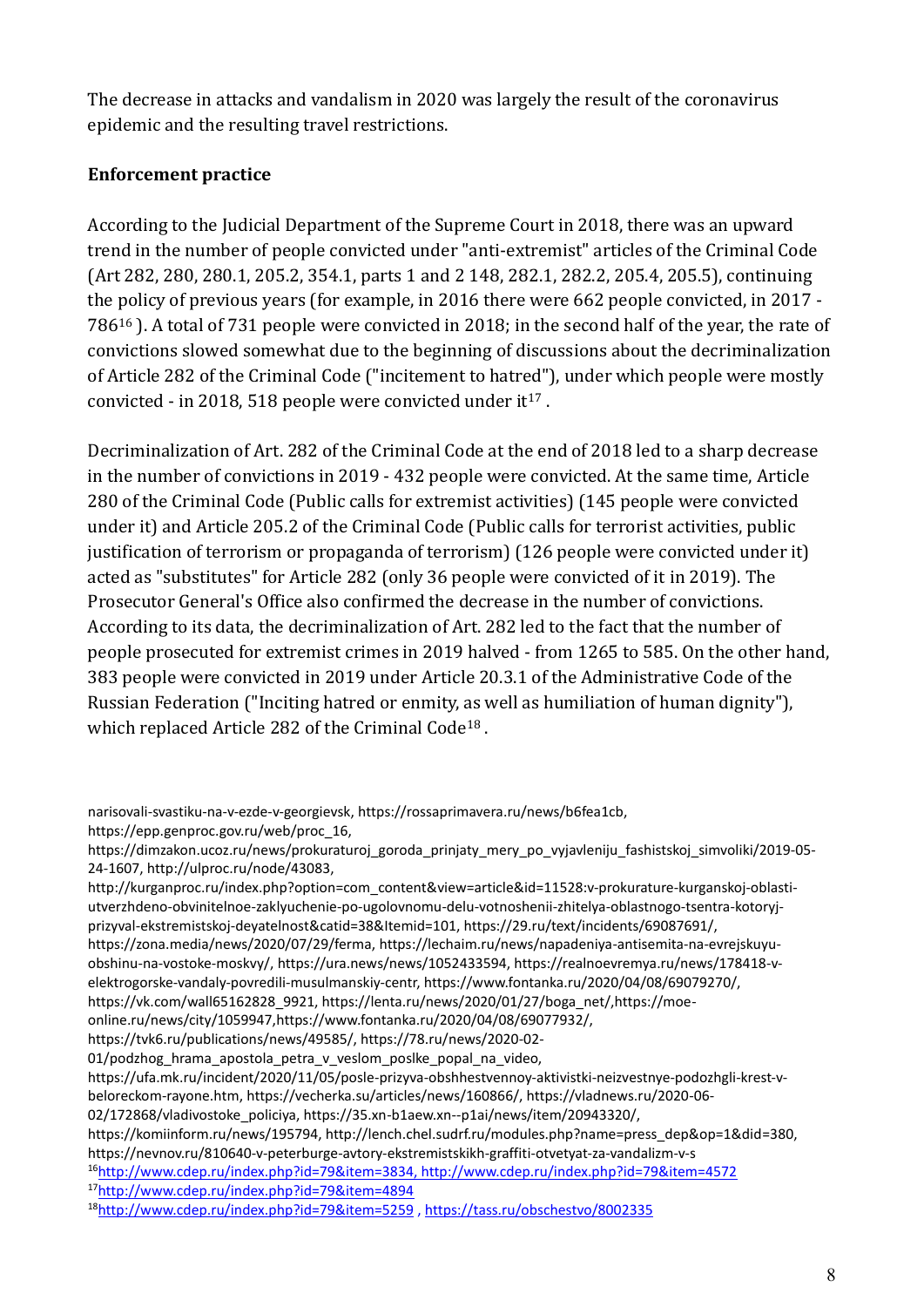The decrease in attacks and vandalism in 2020 was largely the result of the coronavirus epidemic and the resulting travel restrictions.

**Enforcement practice**

According to the Judicial Department of the Supreme Court in 2018, there was an upward trend in the number of people convicted under "anti-extremist" articles of the Criminal Code (Art 282, 280, 280.1, 205.2, 354.1, parts 1 and 2 148, 282.1, 282.2, 205.4, 205.5), continuing the policy of previous years (for example, in 2016 there were 662 people convicted, in 2017 - 786[16] ). A total of 731 people were convicted in 2018; in the second half of the year, the rate of convictions slowed somewhat due to the beginning of discussions about the decriminalization of Article 282 of the Criminal Code ("incitement to hatred"), under which people were mostly convicted - in 2018, 518 people were convicted under it[17] .

Decriminalization of Art. 282 of the Criminal Code at the end of 2018 led to a sharp decrease in the number of convictions in 2019 - 432 people were convicted. At the same time, Article 280 of the Criminal Code (Public calls for extremist activities) (145 people were convicted under it) and Article 205.2 of the Criminal Code (Public calls for terrorist activities, public justification of terrorism or propaganda of terrorism) (126 people were convicted under it) acted as "substitutes" for Article 282 (only 36 people were convicted of it in 2019). The Prosecutor General's Office also confirmed the decrease in the number of convictions. According to its data, the decriminalization of Art. 282 led to the fact that the number of people prosecuted for extremist crimes in 2019 halved - from 1265 to 585. On the other hand, 383 people were convicted in 2019 under Article 20.3.1 of the Administrative Code of the Russian Federation ("Inciting hatred or enmity, as well as humiliation of human dignity"), which replaced Article 282 of the Criminal Code[18] .

narisovali-svastiku-na-v-ezde-v-georgievsk, https://rossaprimavera.ru/news/b6fea1cb, https://epp.genproc.gov.ru/web/proc_16, https://dimzakon.ucoz.ru/news/prokuraturoj_goroda_prinjaty_mery_po_vyjavleniju_fashistskoj_simvoliki/2019-05-24-1607, http://ulproc.ru/node/43083, http://kurganproc.ru/index.php?option=com_content&view=article&id=11528:v-prokurature-kurganskoj-oblasti-utverzhdeno-obvinitelnoe-zaklyuchenie-po-ugolovnomu-delu-votnoshenii-zhitelya-oblastnogo-tsentra-kotoryj-prizyval-ekstremistskoj-deyatelnost&catid=38&Itemid=101, https://29.ru/text/incidents/69087691/, https://zona.media/news/2020/07/29/ferma, https://lechaim.ru/news/napadeniya-antisemita-na-evrejskuyu-obshinu-na-vostoke-moskvy/, https://ura.news/news/1052433594, https://realnoevremya.ru/news/178418-v-elektrogorske-vandaly-povredili-musulmanskiy-centr, https://www.fontanka.ru/2020/04/08/69079270/, https://vk.com/wall65162828_9921, https://lenta.ru/news/2020/01/27/boga_net/,https://moe-online.ru/news/city/1059947,https://www.fontanka.ru/2020/04/08/69077932/, https://tvk6.ru/publications/news/49585/, https://78.ru/news/2020-02-01/podzhog_hrama_apostola_petra_v_veslom_poslke_popal_na_video, https://ufa.mk.ru/incident/2020/11/05/posle-prizyva-obshhestvennoy-aktivistki-neizvestnye-podozhgli-krest-v-beloreckom-rayone.htm, https://vecherka.su/articles/news/160866/, https://vladnews.ru/2020-06-02/172868/vladivostoke_policiya, https://35.xn-b1aew.xn--p1ai/news/item/20943320/, https://komiinform.ru/news/195794, http://lench.chel.sudrf.ru/modules.php?name=press_dep&op=1&did=380, https://nevnov.ru/810640-v-peterburge-avtory-ekstremistskikh-graffiti-otvetyat-za-vandalizm-v-s

[16] http://www.cdep.ru/index.php?id=79&item=3834, http://www.cdep.ru/index.php?id=79&item=4572

[17] http://www.cdep.ru/index.php?id=79&item=4894

[18] http://www.cdep.ru/index.php?id=79&item=5259 , https://tass.ru/obschestvo/8002335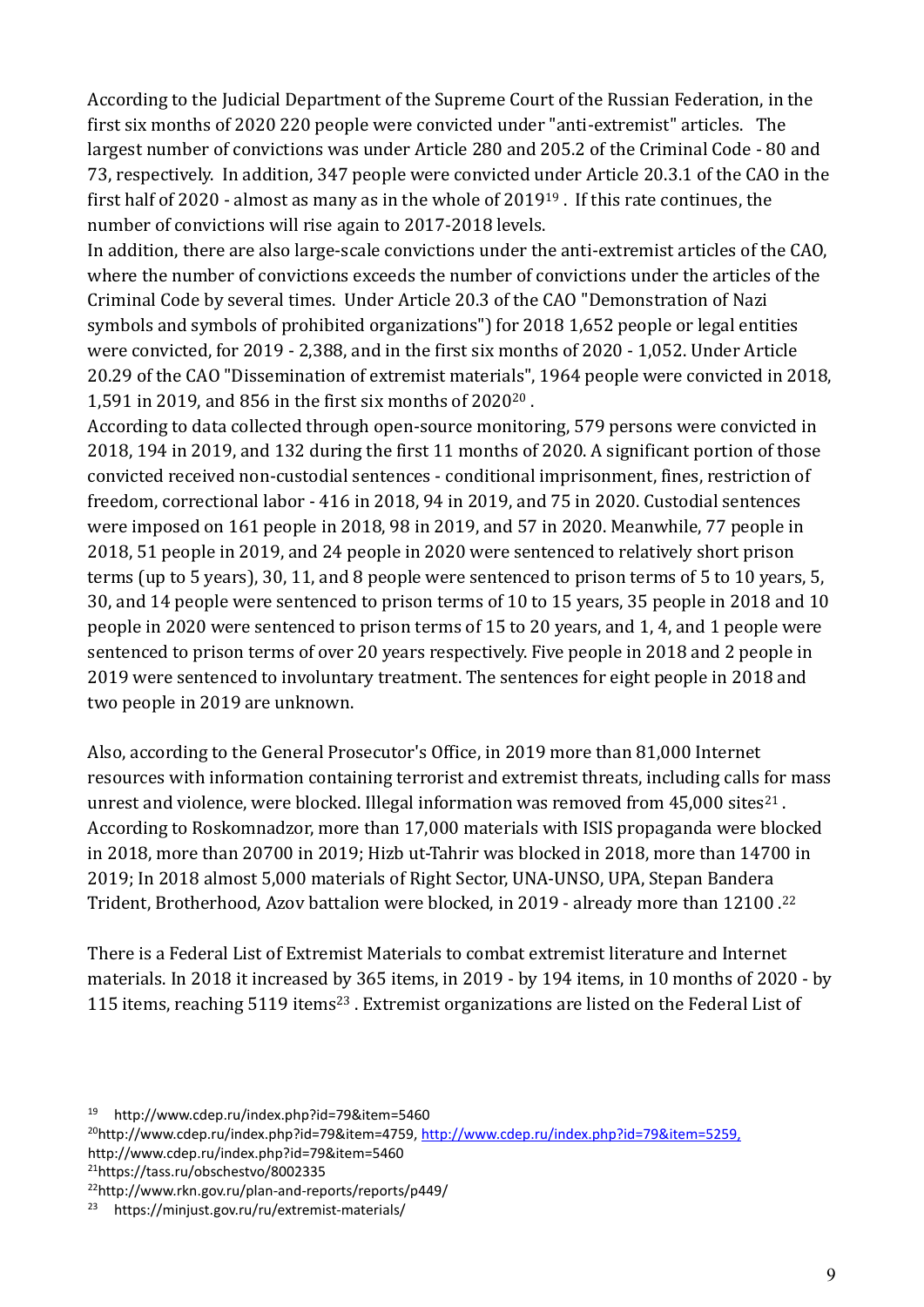According to the Judicial Department of the Supreme Court of the Russian Federation, in the first six months of 2020 220 people were convicted under "anti-extremist" articles. The largest number of convictions was under Article 280 and 205.2 of the Criminal Code - 80 and 73, respectively. In addition, 347 people were convicted under Article 20.3.1 of the CAO in the first half of 2020 - almost as many as in the whole of 2019[19] . If this rate continues, the number of convictions will rise again to 2017-2018 levels.

In addition, there are also large-scale convictions under the anti-extremist articles of the CAO, where the number of convictions exceeds the number of convictions under the articles of the Criminal Code by several times. Under Article 20.3 of the CAO "Demonstration of Nazi symbols and symbols of prohibited organizations") for 2018 1,652 people or legal entities were convicted, for 2019 - 2,388, and in the first six months of 2020 - 1,052. Under Article 20.29 of the CAO "Dissemination of extremist materials", 1964 people were convicted in 2018, 1,591 in 2019, and 856 in the first six months of 2020[20] .

According to data collected through open-source monitoring, 579 persons were convicted in 2018, 194 in 2019, and 132 during the first 11 months of 2020. A significant portion of those convicted received non-custodial sentences - conditional imprisonment, fines, restriction of freedom, correctional labor - 416 in 2018, 94 in 2019, and 75 in 2020. Custodial sentences were imposed on 161 people in 2018, 98 in 2019, and 57 in 2020. Meanwhile, 77 people in 2018, 51 people in 2019, and 24 people in 2020 were sentenced to relatively short prison terms (up to 5 years), 30, 11, and 8 people were sentenced to prison terms of 5 to 10 years, 5, 30, and 14 people were sentenced to prison terms of 10 to 15 years, 35 people in 2018 and 10 people in 2020 were sentenced to prison terms of 15 to 20 years, and 1, 4, and 1 people were sentenced to prison terms of over 20 years respectively. Five people in 2018 and 2 people in 2019 were sentenced to involuntary treatment. The sentences for eight people in 2018 and two people in 2019 are unknown.

Also, according to the General Prosecutor's Office, in 2019 more than 81,000 Internet resources with information containing terrorist and extremist threats, including calls for mass unrest and violence, were blocked. Illegal information was removed from 45,000 sites[21] . According to Roskomnadzor, more than 17,000 materials with ISIS propaganda were blocked in 2018, more than 20700 in 2019; Hizb ut-Tahrir was blocked in 2018, more than 14700 in 2019; In 2018 almost 5,000 materials of Right Sector, UNA-UNSO, UPA, Stepan Bandera Trident, Brotherhood, Azov battalion were blocked, in 2019 - already more than 12100 .[22]

There is a Federal List of Extremist Materials to combat extremist literature and Internet materials. In 2018 it increased by 365 items, in 2019 - by 194 items, in 10 months of 2020 - by 115 items, reaching 5119 items[23] . Extremist organizations are listed on the Federal List of

---

[19] http://www.cdep.ru/index.php?id=79&item=5460

[20] http://www.cdep.ru/index.php?id=79&item=4759, http://www.cdep.ru/index.php?id=79&item=5259, http://www.cdep.ru/index.php?id=79&item=5460

[21] https://tass.ru/obschestvo/8002335

[22] http://www.rkn.gov.ru/plan-and-reports/reports/p449/

[23] https://minjust.gov.ru/ru/extremist-materials/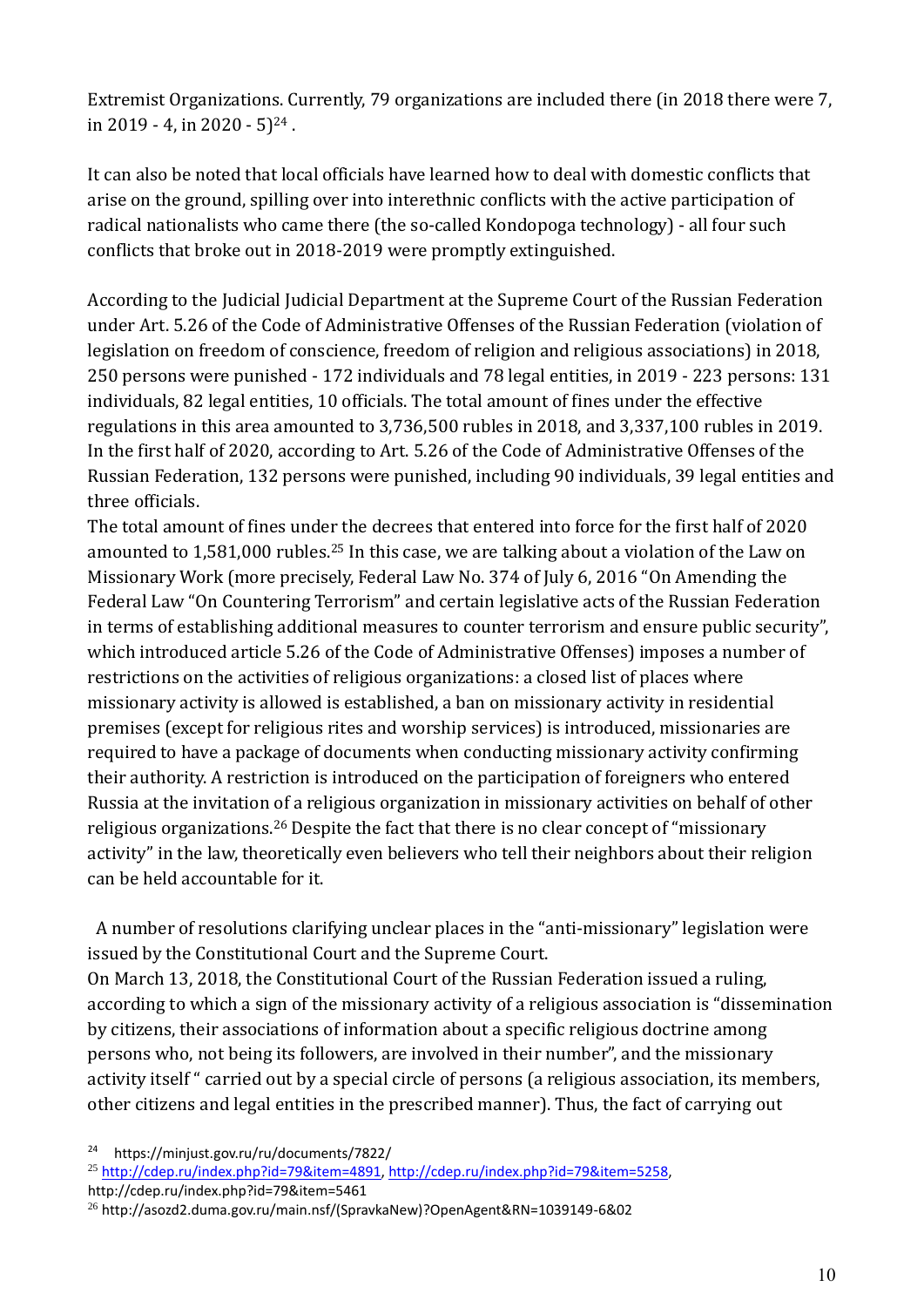Extremist Organizations. Currently, 79 organizations are included there (in 2018 there were 7, in 2019 - 4, in 2020 - 5)[24] .

It can also be noted that local officials have learned how to deal with domestic conflicts that arise on the ground, spilling over into interethnic conflicts with the active participation of radical nationalists who came there (the so-called Kondopoga technology) - all four such conflicts that broke out in 2018-2019 were promptly extinguished.

According to the Judicial Judicial Department at the Supreme Court of the Russian Federation under Art. 5.26 of the Code of Administrative Offenses of the Russian Federation (violation of legislation on freedom of conscience, freedom of religion and religious associations) in 2018, 250 persons were punished - 172 individuals and 78 legal entities, in 2019 - 223 persons: 131 individuals, 82 legal entities, 10 officials. The total amount of fines under the effective regulations in this area amounted to 3,736,500 rubles in 2018, and 3,337,100 rubles in 2019. In the first half of 2020, according to Art. 5.26 of the Code of Administrative Offenses of the Russian Federation, 132 persons were punished, including 90 individuals, 39 legal entities and three officials.

The total amount of fines under the decrees that entered into force for the first half of 2020 amounted to 1,581,000 rubles.[25] In this case, we are talking about a violation of the Law on Missionary Work (more precisely, Federal Law No. 374 of July 6, 2016 "On Amending the Federal Law "On Countering Terrorism" and certain legislative acts of the Russian Federation in terms of establishing additional measures to counter terrorism and ensure public security", which introduced article 5.26 of the Code of Administrative Offenses) imposes a number of restrictions on the activities of religious organizations: a closed list of places where missionary activity is allowed is established, a ban on missionary activity in residential premises (except for religious rites and worship services) is introduced, missionaries are required to have a package of documents when conducting missionary activity confirming their authority. A restriction is introduced on the participation of foreigners who entered Russia at the invitation of a religious organization in missionary activities on behalf of other religious organizations.[26] Despite the fact that there is no clear concept of "missionary activity" in the law, theoretically even believers who tell their neighbors about their religion can be held accountable for it.

A number of resolutions clarifying unclear places in the "anti-missionary" legislation were issued by the Constitutional Court and the Supreme Court.

On March 13, 2018, the Constitutional Court of the Russian Federation issued a ruling, according to which a sign of the missionary activity of a religious association is "dissemination by citizens, their associations of information about a specific religious doctrine among persons who, not being its followers, are involved in their number", and the missionary activity itself " carried out by a special circle of persons (a religious association, its members, other citizens and legal entities in the prescribed manner). Thus, the fact of carrying out

[24] https://minjust.gov.ru/ru/documents/7822/

[25] http://cdep.ru/index.php?id=79&item=4891, http://cdep.ru/index.php?id=79&item=5258, http://cdep.ru/index.php?id=79&item=5461

[26] http://asozd2.duma.gov.ru/main.nsf/(SpravkaNew)?OpenAgent&RN=1039149-6&02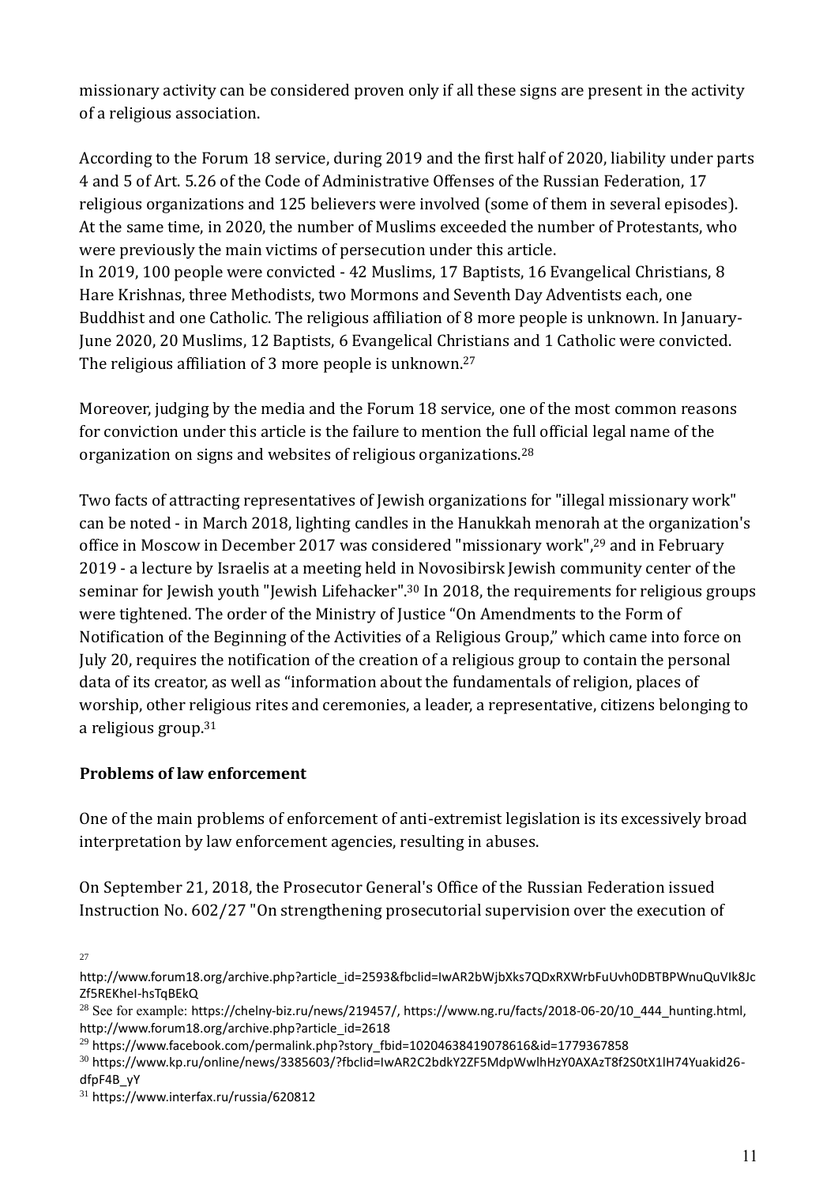missionary activity can be considered proven only if all these signs are present in the activity of a religious association.

According to the Forum 18 service, during 2019 and the first half of 2020, liability under parts 4 and 5 of Art. 5.26 of the Code of Administrative Offenses of the Russian Federation, 17 religious organizations and 125 believers were involved (some of them in several episodes). At the same time, in 2020, the number of Muslims exceeded the number of Protestants, who were previously the main victims of persecution under this article.
In 2019, 100 people were convicted - 42 Muslims, 17 Baptists, 16 Evangelical Christians, 8 Hare Krishnas, three Methodists, two Mormons and Seventh Day Adventists each, one Buddhist and one Catholic. The religious affiliation of 8 more people is unknown. In January-June 2020, 20 Muslims, 12 Baptists, 6 Evangelical Christians and 1 Catholic were convicted. The religious affiliation of 3 more people is unknown.[27]

Moreover, judging by the media and the Forum 18 service, one of the most common reasons for conviction under this article is the failure to mention the full official legal name of the organization on signs and websites of religious organizations.[28]

Two facts of attracting representatives of Jewish organizations for "illegal missionary work" can be noted - in March 2018, lighting candles in the Hanukkah menorah at the organization's office in Moscow in December 2017 was considered "missionary work",[29] and in February 2019 - a lecture by Israelis at a meeting held in Novosibirsk Jewish community center of the seminar for Jewish youth "Jewish Lifehacker".[30] In 2018, the requirements for religious groups were tightened. The order of the Ministry of Justice "On Amendments to the Form of Notification of the Beginning of the Activities of a Religious Group," which came into force on July 20, requires the notification of the creation of a religious group to contain the personal data of its creator, as well as "information about the fundamentals of religion, places of worship, other religious rites and ceremonies, a leader, a representative, citizens belonging to a religious group.[31]

**Problems of law enforcement**

One of the main problems of enforcement of anti-extremist legislation is its excessively broad interpretation by law enforcement agencies, resulting in abuses.

On September 21, 2018, the Prosecutor General's Office of the Russian Federation issued Instruction No. 602/27 "On strengthening prosecutorial supervision over the execution of

---

[27] http://www.forum18.org/archive.php?article_id=2593&fbclid=IwAR2bWjbXks7QDxRXWrbFuUvh0DBTBPWnuQuVIk8JcZf5REKheI-hsTqBEkQ

[28] See for example: https://chelny-biz.ru/news/219457/, https://www.ng.ru/facts/2018-06-20/10_444_hunting.html, http://www.forum18.org/archive.php?article_id=2618

[29] https://www.facebook.com/permalink.php?story_fbid=10204638419078616&id=1779367858

[30] https://www.kp.ru/online/news/3385603/?fbclid=IwAR2C2bdkY2ZF5MdpWwlhHzY0AXAzT8f2S0tX1lH74Yuakid26-dfpF4B_yY

[31] https://www.interfax.ru/russia/620812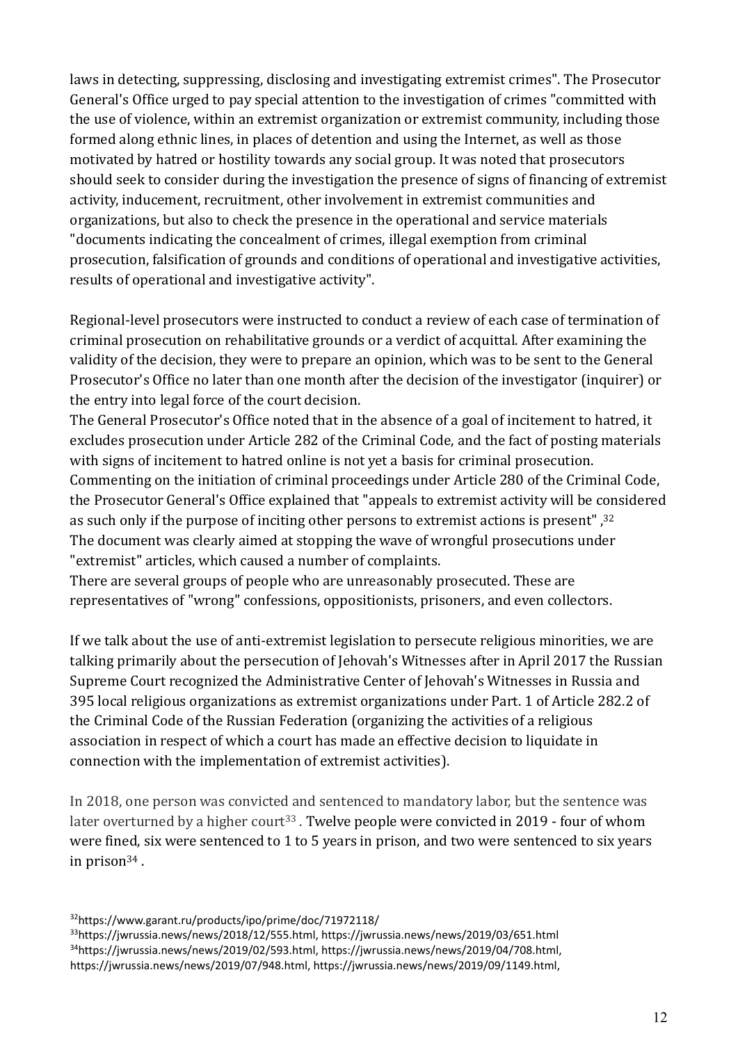laws in detecting, suppressing, disclosing and investigating extremist crimes". The Prosecutor General's Office urged to pay special attention to the investigation of crimes "committed with the use of violence, within an extremist organization or extremist community, including those formed along ethnic lines, in places of detention and using the Internet, as well as those motivated by hatred or hostility towards any social group. It was noted that prosecutors should seek to consider during the investigation the presence of signs of financing of extremist activity, inducement, recruitment, other involvement in extremist communities and organizations, but also to check the presence in the operational and service materials "documents indicating the concealment of crimes, illegal exemption from criminal prosecution, falsification of grounds and conditions of operational and investigative activities, results of operational and investigative activity".

Regional-level prosecutors were instructed to conduct a review of each case of termination of criminal prosecution on rehabilitative grounds or a verdict of acquittal. After examining the validity of the decision, they were to prepare an opinion, which was to be sent to the General Prosecutor's Office no later than one month after the decision of the investigator (inquirer) or the entry into legal force of the court decision.
The General Prosecutor's Office noted that in the absence of a goal of incitement to hatred, it excludes prosecution under Article 282 of the Criminal Code, and the fact of posting materials with signs of incitement to hatred online is not yet a basis for criminal prosecution.
Commenting on the initiation of criminal proceedings under Article 280 of the Criminal Code, the Prosecutor General's Office explained that "appeals to extremist activity will be considered as such only if the purpose of inciting other persons to extremist actions is present" ,[32]
The document was clearly aimed at stopping the wave of wrongful prosecutions under "extremist" articles, which caused a number of complaints.
There are several groups of people who are unreasonably prosecuted. These are representatives of "wrong" confessions, oppositionists, prisoners, and even collectors.

If we talk about the use of anti-extremist legislation to persecute religious minorities, we are talking primarily about the persecution of Jehovah's Witnesses after in April 2017 the Russian Supreme Court recognized the Administrative Center of Jehovah's Witnesses in Russia and 395 local religious organizations as extremist organizations under Part. 1 of Article 282.2 of the Criminal Code of the Russian Federation (organizing the activities of a religious association in respect of which a court has made an effective decision to liquidate in connection with the implementation of extremist activities).

In 2018, one person was convicted and sentenced to mandatory labor, but the sentence was later overturned by a higher court[33] . Twelve people were convicted in 2019 - four of whom were fined, six were sentenced to 1 to 5 years in prison, and two were sentenced to six years in prison[34] .

---

[32] https://www.garant.ru/products/ipo/prime/doc/71972118/

[33] https://jwrussia.news/news/2018/12/555.html, https://jwrussia.news/news/2019/03/651.html

[34] https://jwrussia.news/news/2019/02/593.html, https://jwrussia.news/news/2019/04/708.html, https://jwrussia.news/news/2019/07/948.html, https://jwrussia.news/news/2019/09/1149.html,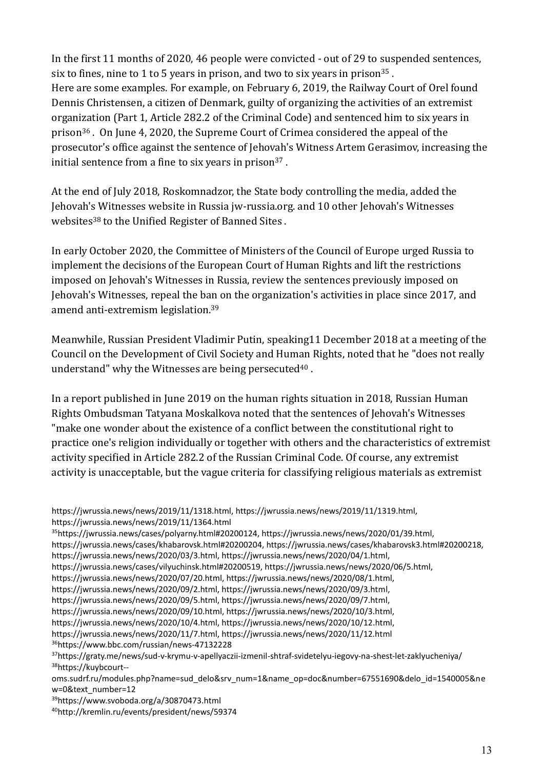In the first 11 months of 2020, 46 people were convicted - out of 29 to suspended sentences, six to fines, nine to 1 to 5 years in prison, and two to six years in prison[35] .
Here are some examples. For example, on February 6, 2019, the Railway Court of Orel found Dennis Christensen, a citizen of Denmark, guilty of organizing the activities of an extremist organization (Part 1, Article 282.2 of the Criminal Code) and sentenced him to six years in prison[36] . On June 4, 2020, the Supreme Court of Crimea considered the appeal of the prosecutor's office against the sentence of Jehovah's Witness Artem Gerasimov, increasing the initial sentence from a fine to six years in prison[37] .

At the end of July 2018, Roskomnadzor, the State body controlling the media, added the Jehovah's Witnesses website in Russia jw-russia.org. and 10 other Jehovah's Witnesses websites[38] to the Unified Register of Banned Sites .

In early October 2020, the Committee of Ministers of the Council of Europe urged Russia to implement the decisions of the European Court of Human Rights and lift the restrictions imposed on Jehovah's Witnesses in Russia, review the sentences previously imposed on Jehovah's Witnesses, repeal the ban on the organization's activities in place since 2017, and amend anti-extremism legislation.[39]

Meanwhile, Russian President Vladimir Putin, speaking11 December 2018 at a meeting of the Council on the Development of Civil Society and Human Rights, noted that he "does not really understand" why the Witnesses are being persecuted[40] .

In a report published in June 2019 on the human rights situation in 2018, Russian Human Rights Ombudsman Tatyana Moskalkova noted that the sentences of Jehovah's Witnesses "make one wonder about the existence of a conflict between the constitutional right to practice one's religion individually or together with others and the characteristics of extremist activity specified in Article 282.2 of the Russian Criminal Code. Of course, any extremist activity is unacceptable, but the vague criteria for classifying religious materials as extremist

---

https://jwrussia.news/news/2019/11/1318.html, https://jwrussia.news/news/2019/11/1319.html, https://jwrussia.news/news/2019/11/1364.html

[35]https://jwrussia.news/cases/polyarny.html#20200124, https://jwrussia.news/news/2020/01/39.html, https://jwrussia.news/cases/khabarovsk.html#20200204, https://jwrussia.news/cases/khabarovsk3.html#20200218, https://jwrussia.news/news/2020/03/3.html, https://jwrussia.news/news/2020/04/1.html, https://jwrussia.news/cases/vilyuchinsk.html#20200519, https://jwrussia.news/news/2020/06/5.html, https://jwrussia.news/news/2020/07/20.html, https://jwrussia.news/news/2020/08/1.html, https://jwrussia.news/news/2020/09/2.html, https://jwrussia.news/news/2020/09/3.html, https://jwrussia.news/news/2020/09/5.html, https://jwrussia.news/news/2020/09/7.html, https://jwrussia.news/news/2020/09/10.html, https://jwrussia.news/news/2020/10/3.html, https://jwrussia.news/news/2020/10/4.html, https://jwrussia.news/news/2020/10/12.html, https://jwrussia.news/news/2020/11/7.html, https://jwrussia.news/news/2020/11/12.html

[36]https://www.bbc.com/russian/news-47132228

[37]https://graty.me/news/sud-v-krymu-v-apellyaczii-izmenil-shtraf-svidetelyu-iegovy-na-shest-let-zaklyucheniya/

[38]https://kuybcourt--oms.sudrf.ru/modules.php?name=sud_delo&srv_num=1&name_op=doc&number=67551690&delo_id=1540005&new=0&text_number=12

[39]https://www.svoboda.org/a/30870473.html

[40]http://kremlin.ru/events/president/news/59374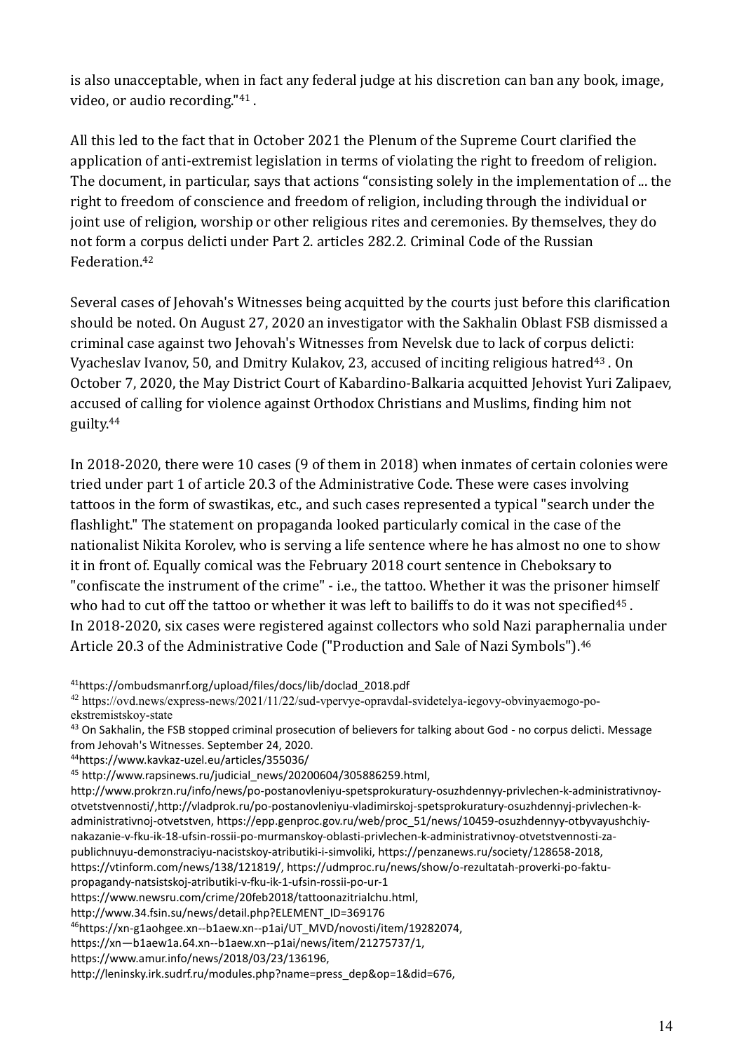is also unacceptable, when in fact any federal judge at his discretion can ban any book, image, video, or audio recording."[41] .

All this led to the fact that in October 2021 the Plenum of the Supreme Court clarified the application of anti-extremist legislation in terms of violating the right to freedom of religion. The document, in particular, says that actions "consisting solely in the implementation of ... the right to freedom of conscience and freedom of religion, including through the individual or joint use of religion, worship or other religious rites and ceremonies. By themselves, they do not form a corpus delicti under Part 2. articles 282.2. Criminal Code of the Russian Federation.[42]

Several cases of Jehovah's Witnesses being acquitted by the courts just before this clarification should be noted. On August 27, 2020 an investigator with the Sakhalin Oblast FSB dismissed a criminal case against two Jehovah's Witnesses from Nevelsk due to lack of corpus delicti: Vyacheslav Ivanov, 50, and Dmitry Kulakov, 23, accused of inciting religious hatred[43] . On October 7, 2020, the May District Court of Kabardino-Balkaria acquitted Jehovist Yuri Zalipaev, accused of calling for violence against Orthodox Christians and Muslims, finding him not guilty.[44]

In 2018-2020, there were 10 cases (9 of them in 2018) when inmates of certain colonies were tried under part 1 of article 20.3 of the Administrative Code. These were cases involving tattoos in the form of swastikas, etc., and such cases represented a typical "search under the flashlight." The statement on propaganda looked particularly comical in the case of the nationalist Nikita Korolev, who is serving a life sentence where he has almost no one to show it in front of. Equally comical was the February 2018 court sentence in Cheboksary to "confiscate the instrument of the crime" - i.e., the tattoo. Whether it was the prisoner himself who had to cut off the tattoo or whether it was left to bailiffs to do it was not specified[45] .
In 2018-2020, six cases were registered against collectors who sold Nazi paraphernalia under Article 20.3 of the Administrative Code ("Production and Sale of Nazi Symbols").[46]

[41] https://ombudsmanrf.org/upload/files/docs/lib/doclad_2018.pdf

[42] https://ovd.news/express-news/2021/11/22/sud-vpervye-opravdal-svidetelya-iegovy-obvinyaemogo-po-ekstremistskoy-state

[43] On Sakhalin, the FSB stopped criminal prosecution of believers for talking about God - no corpus delicti. Message from Jehovah's Witnesses. September 24, 2020.

[44] https://www.kavkaz-uzel.eu/articles/355036/

[45] http://www.rapsinews.ru/judicial_news/20200604/305886259.html, http://www.prokrzn.ru/info/news/po-postanovleniyu-spetsprokuratury-osuzhdennyy-privlechen-k-administrativnoy-otvetstvennosti/,http://vladprok.ru/po-postanovleniyu-vladimirskoj-spetsprokuratury-osuzhdennyj-privlechen-k-administrativnoj-otvetstven, https://epp.genproc.gov.ru/web/proc_51/news/10459-osuzhdennyy-otbyvayushchiy-nakazanie-v-fku-ik-18-ufsin-rossii-po-murmanskoy-oblasti-privlechen-k-administrativnoy-otvetstvennosti-za-publichnuyu-demonstraciyu-nacistskoy-atributiki-i-simvoliki, https://penzanews.ru/society/128658-2018, https://vtinform.com/news/138/121819/, https://udmproc.ru/news/show/o-rezultatah-proverki-po-faktu-propagandy-natsistskoj-atributiki-v-fku-ik-1-ufsin-rossii-po-ur-1
https://www.newsru.com/crime/20feb2018/tattoonazitrialchu.html,
http://www.34.fsin.su/news/detail.php?ELEMENT_ID=369176

[46] https://xn-g1aohgee.xn--b1aew.xn--p1ai/UT_MVD/novosti/item/19282074,
https://xn—b1aew1a.64.xn--b1aew.xn--p1ai/news/item/21275737/1,
https://www.amur.info/news/2018/03/23/136196,
http://leninsky.irk.sudrf.ru/modules.php?name=press_dep&op=1&did=676,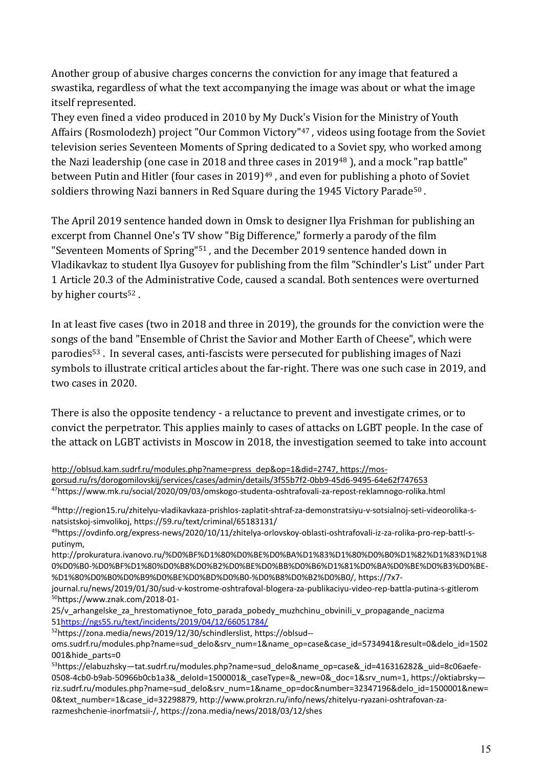Another group of abusive charges concerns the conviction for any image that featured a swastika, regardless of what the text accompanying the image was about or what the image itself represented.

They even fined a video produced in 2010 by My Duck's Vision for the Ministry of Youth Affairs (Rosmolodezh) project "Our Common Victory"[47], videos using footage from the Soviet television series Seventeen Moments of Spring dedicated to a Soviet spy, who worked among the Nazi leadership (one case in 2018 and three cases in 2019[48]), and a mock "rap battle" between Putin and Hitler (four cases in 2019)[49], and even for publishing a photo of Soviet soldiers throwing Nazi banners in Red Square during the 1945 Victory Parade[50].

The April 2019 sentence handed down in Omsk to designer Ilya Frishman for publishing an excerpt from Channel One's TV show "Big Difference," formerly a parody of the film "Seventeen Moments of Spring"[51], and the December 2019 sentence handed down in Vladikavkaz to student Ilya Gusoyev for publishing from the film "Schindler's List" under Part 1 Article 20.3 of the Administrative Code, caused a scandal. Both sentences were overturned by higher courts[52].

In at least five cases (two in 2018 and three in 2019), the grounds for the conviction were the songs of the band "Ensemble of Christ the Savior and Mother Earth of Cheese", which were parodies[53]. In several cases, anti-fascists were persecuted for publishing images of Nazi symbols to illustrate critical articles about the far-right. There was one such case in 2019, and two cases in 2020.

There is also the opposite tendency - a reluctance to prevent and investigate crimes, or to convict the perpetrator. This applies mainly to cases of attacks on LGBT people. In the case of the attack on LGBT activists in Moscow in 2018, the investigation seemed to take into account

---

http://oblsud.kam.sudrf.ru/modules.php?name=press_dep&op=1&did=2747, https://mos-gorsud.ru/rs/dorogomilovskij/services/cases/admin/details/3f55b7f2-0bb9-45d6-9495-64e62f747653

[47] https://www.mk.ru/social/2020/09/03/omskogo-studenta-oshtrafovali-za-repost-reklamnogo-rolika.html

[48] http://region15.ru/zhitelyu-vladikavkaza-prishlos-zaplatit-shtraf-za-demonstratsiyu-v-sotsialnoj-seti-videorolika-s-natsistskoj-simvolikoj, https://59.ru/text/criminal/65183131/

[49] https://ovdinfo.org/express-news/2020/10/11/zhitelya-orlovskoy-oblasti-oshtrafovali-iz-za-rolika-pro-rep-battl-s-putinym, http://prokuratura.ivanovo.ru/%D0%BF%D1%80%D0%BE%D0%BA%D1%83%D1%80%D0%B0%D1%82%D1%83%D1%80%D0%B0-%D0%BF%D1%80%D0%B8%D0%B2%D0%BE%D0%BB%D0%B6%D1%81%D0%BA%D0%BE%D0%B3%D0%BE-%D1%80%D0%B0%D0%B9%D0%BE%D0%BD%D0%B0-%D0%B8%D0%B2%D0%B0/, https://7x7-journal.ru/news/2019/01/30/sud-v-kostrome-oshtrafoval-blogera-za-publikaciyu-video-rep-battla-putina-s-gitlerom

[50] https://www.znak.com/2018-01-25/v_arhangelske_za_hrestomatiynoe_foto_parada_pobedy_muzhchinu_obvinili_v_propagande_nacizma

[51] https://ngs55.ru/text/incidents/2019/04/12/66051784/

[52] https://zona.media/news/2019/12/30/schindlerslist, https://oblsud--oms.sudrf.ru/modules.php?name=sud_delo&srv_num=1&name_op=case&case_id=5734941&result=0&delo_id=1502001&hide_parts=0

[53] https://elabuzhsky—tat.sudrf.ru/modules.php?name=sud_delo&name_op=case&_id=416316282&_uid=8c06aefe-0508-4cb0-b9ab-50966b0cb1a3&_deloId=1500001&_caseType=&_new=0&_doc=1&srv_num=1, https://oktiabrsky—riz.sudrf.ru/modules.php?name=sud_delo&srv_num=1&name_op=doc&number=32347196&delo_id=1500001&new=0&text_number=1&case_id=32298879, http://www.prokrzn.ru/info/news/zhitelyu-ryazani-oshtrafovan-za-razmeshchenie-inorfmatsii-/, https://zona.media/news/2018/03/12/shes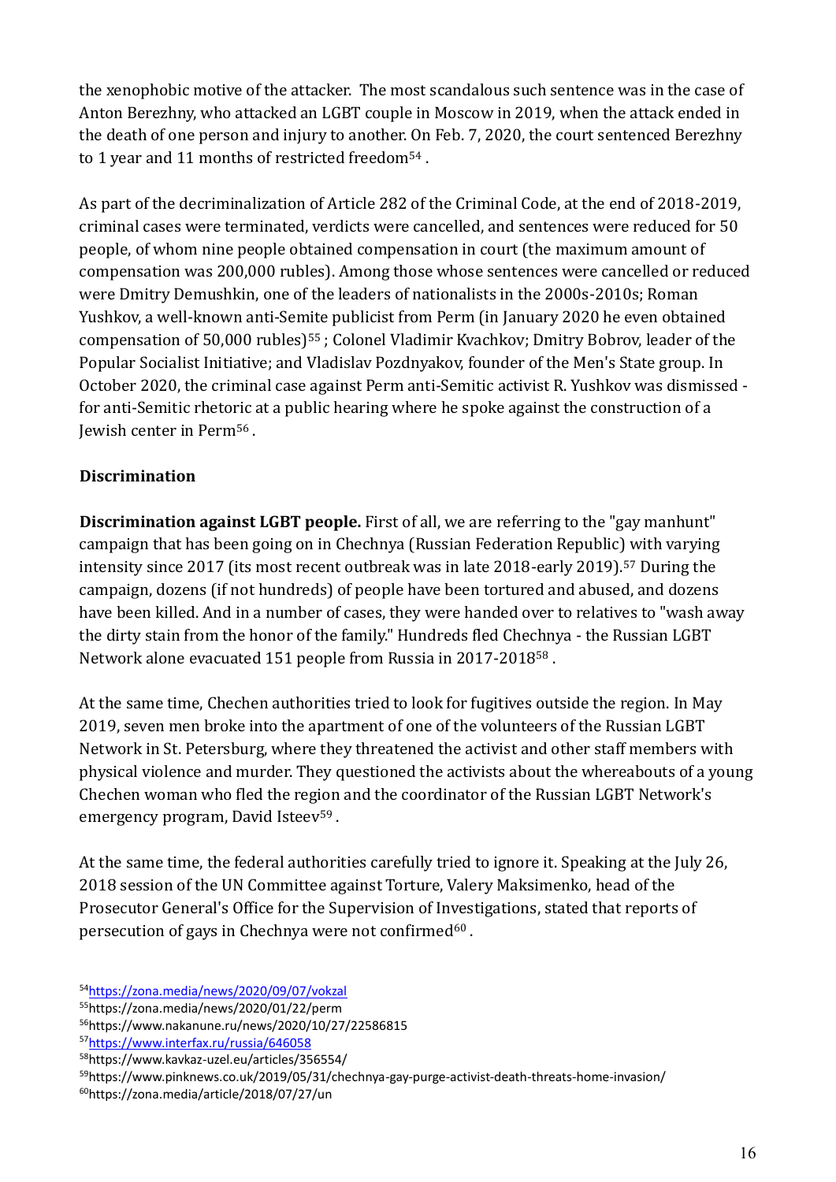the xenophobic motive of the attacker. The most scandalous such sentence was in the case of Anton Berezhny, who attacked an LGBT couple in Moscow in 2019, when the attack ended in the death of one person and injury to another. On Feb. 7, 2020, the court sentenced Berezhny to 1 year and 11 months of restricted freedom[54].

As part of the decriminalization of Article 282 of the Criminal Code, at the end of 2018-2019, criminal cases were terminated, verdicts were cancelled, and sentences were reduced for 50 people, of whom nine people obtained compensation in court (the maximum amount of compensation was 200,000 rubles). Among those whose sentences were cancelled or reduced were Dmitry Demushkin, one of the leaders of nationalists in the 2000s-2010s; Roman Yushkov, a well-known anti-Semite publicist from Perm (in January 2020 he even obtained compensation of 50,000 rubles)[55]; Colonel Vladimir Kvachkov; Dmitry Bobrov, leader of the Popular Socialist Initiative; and Vladislav Pozdnyakov, founder of the Men's State group. In October 2020, the criminal case against Perm anti-Semitic activist R. Yushkov was dismissed - for anti-Semitic rhetoric at a public hearing where he spoke against the construction of a Jewish center in Perm[56].

### Discrimination

**Discrimination against LGBT people.** First of all, we are referring to the "gay manhunt" campaign that has been going on in Chechnya (Russian Federation Republic) with varying intensity since 2017 (its most recent outbreak was in late 2018-early 2019).[57] During the campaign, dozens (if not hundreds) of people have been tortured and abused, and dozens have been killed. And in a number of cases, they were handed over to relatives to "wash away the dirty stain from the honor of the family." Hundreds fled Chechnya - the Russian LGBT Network alone evacuated 151 people from Russia in 2017-2018[58].

At the same time, Chechen authorities tried to look for fugitives outside the region. In May 2019, seven men broke into the apartment of one of the volunteers of the Russian LGBT Network in St. Petersburg, where they threatened the activist and other staff members with physical violence and murder. They questioned the activists about the whereabouts of a young Chechen woman who fled the region and the coordinator of the Russian LGBT Network's emergency program, David Isteev[59].

At the same time, the federal authorities carefully tried to ignore it. Speaking at the July 26, 2018 session of the UN Committee against Torture, Valery Maksimenko, head of the Prosecutor General's Office for the Supervision of Investigations, stated that reports of persecution of gays in Chechnya were not confirmed[60].

---

[54] https://zona.media/news/2020/09/07/vokzal
[55] https://zona.media/news/2020/01/22/perm
[56] https://www.nakanune.ru/news/2020/10/27/22586815
[57] https://www.interfax.ru/russia/646058
[58] https://www.kavkaz-uzel.eu/articles/356554/
[59] https://www.pinknews.co.uk/2019/05/31/chechnya-gay-purge-activist-death-threats-home-invasion/
[60] https://zona.media/article/2018/07/27/un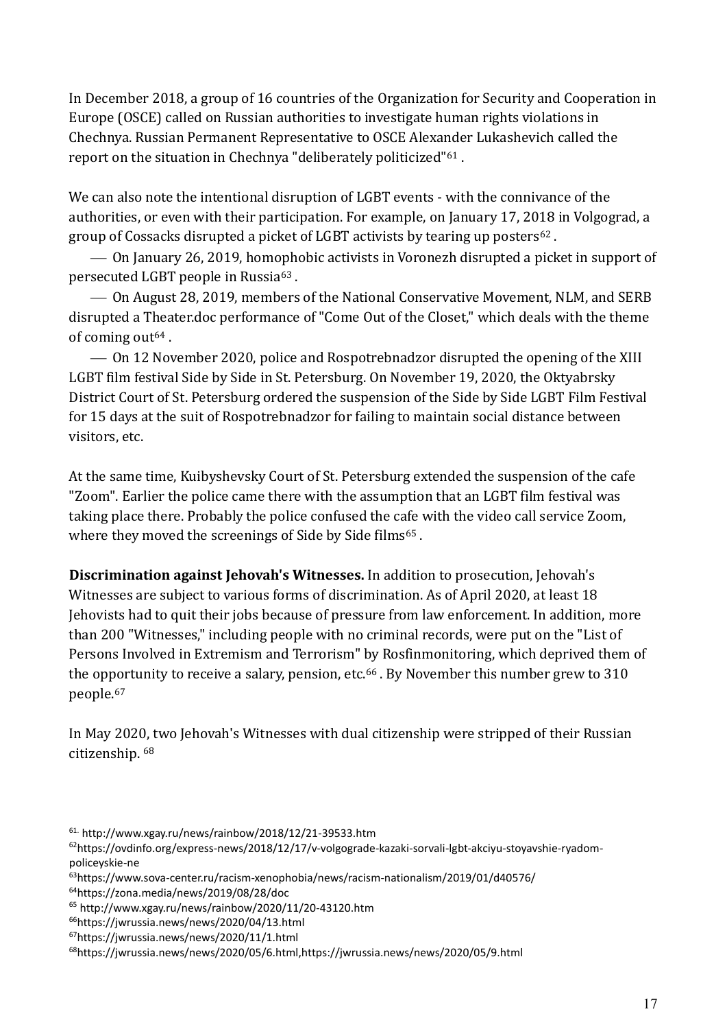In December 2018, a group of 16 countries of the Organization for Security and Cooperation in Europe (OSCE) called on Russian authorities to investigate human rights violations in Chechnya. Russian Permanent Representative to OSCE Alexander Lukashevich called the report on the situation in Chechnya "deliberately politicized"[61] .

We can also note the intentional disruption of LGBT events - with the connivance of the authorities, or even with their participation. For example, on January 17, 2018 in Volgograd, a group of Cossacks disrupted a picket of LGBT activists by tearing up posters[62] .

— On January 26, 2019, homophobic activists in Voronezh disrupted a picket in support of persecuted LGBT people in Russia[63] .

— On August 28, 2019, members of the National Conservative Movement, NLM, and SERB disrupted a Theater.doc performance of "Come Out of the Closet," which deals with the theme of coming out[64] .

— On 12 November 2020, police and Rospotrebnadzor disrupted the opening of the XIII LGBT film festival Side by Side in St. Petersburg. On November 19, 2020, the Oktyabrsky District Court of St. Petersburg ordered the suspension of the Side by Side LGBT Film Festival for 15 days at the suit of Rospotrebnadzor for failing to maintain social distance between visitors, etc.

At the same time, Kuibyshevsky Court of St. Petersburg extended the suspension of the cafe "Zoom". Earlier the police came there with the assumption that an LGBT film festival was taking place there. Probably the police confused the cafe with the video call service Zoom, where they moved the screenings of Side by Side films[65] .

**Discrimination against Jehovah's Witnesses.** In addition to prosecution, Jehovah's Witnesses are subject to various forms of discrimination. As of April 2020, at least 18 Jehovists had to quit their jobs because of pressure from law enforcement. In addition, more than 200 "Witnesses," including people with no criminal records, were put on the "List of Persons Involved in Extremism and Terrorism" by Rosfinmonitoring, which deprived them of the opportunity to receive a salary, pension, etc.[66] . By November this number grew to 310 people.[67]

In May 2020, two Jehovah's Witnesses with dual citizenship were stripped of their Russian citizenship. [68]

---

[61] http://www.xgay.ru/news/rainbow/2018/12/21-39533.htm

[62] https://ovdinfo.org/express-news/2018/12/17/v-volgograde-kazaki-sorvali-lgbt-akciyu-stoyavshie-ryadom-policeyskie-ne

[63] https://www.sova-center.ru/racism-xenophobia/news/racism-nationalism/2019/01/d40576/

[64] https://zona.media/news/2019/08/28/doc

[65] http://www.xgay.ru/news/rainbow/2020/11/20-43120.htm

[66] https://jwrussia.news/news/2020/04/13.html

[67] https://jwrussia.news/news/2020/11/1.html

[68] https://jwrussia.news/news/2020/05/6.html,https://jwrussia.news/news/2020/05/9.html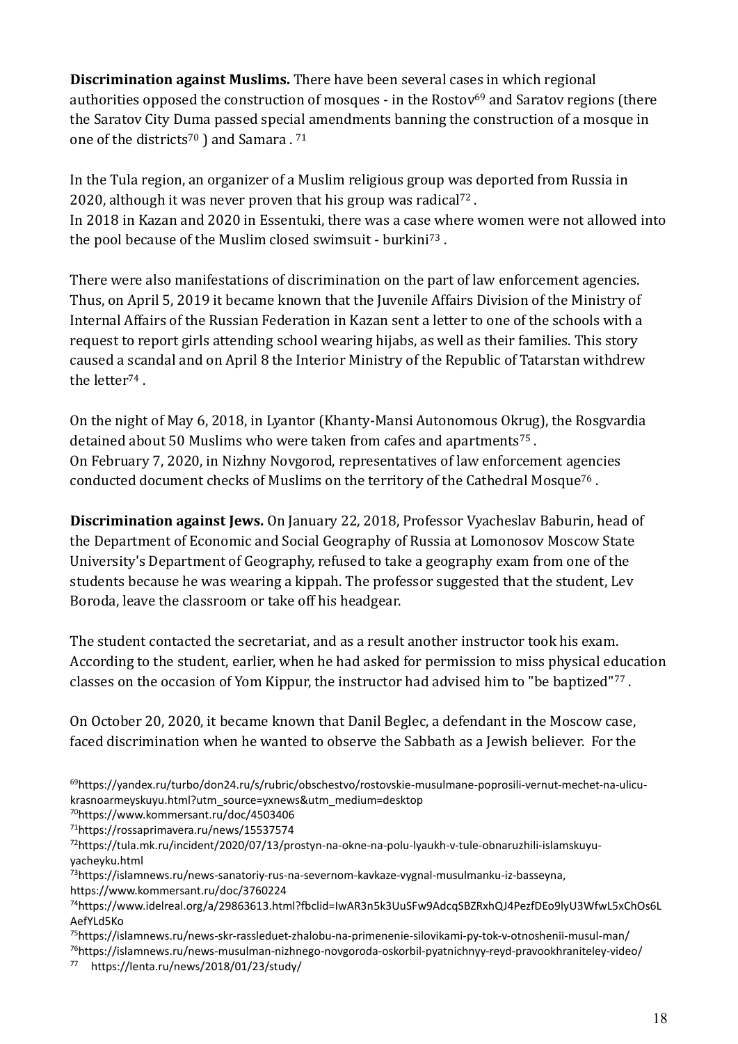**Discrimination against Muslims.** There have been several cases in which regional authorities opposed the construction of mosques - in the Rostov[69] and Saratov regions (there the Saratov City Duma passed special amendments banning the construction of a mosque in one of the districts[70] ) and Samara . [71]

In the Tula region, an organizer of a Muslim religious group was deported from Russia in 2020, although it was never proven that his group was radical[72] .
In 2018 in Kazan and 2020 in Essentuki, there was a case where women were not allowed into the pool because of the Muslim closed swimsuit - burkini[73] .

There were also manifestations of discrimination on the part of law enforcement agencies. Thus, on April 5, 2019 it became known that the Juvenile Affairs Division of the Ministry of Internal Affairs of the Russian Federation in Kazan sent a letter to one of the schools with a request to report girls attending school wearing hijabs, as well as their families. This story caused a scandal and on April 8 the Interior Ministry of the Republic of Tatarstan withdrew the letter[74] .

On the night of May 6, 2018, in Lyantor (Khanty-Mansi Autonomous Okrug), the Rosgvardia detained about 50 Muslims who were taken from cafes and apartments[75] .
On February 7, 2020, in Nizhny Novgorod, representatives of law enforcement agencies conducted document checks of Muslims on the territory of the Cathedral Mosque[76] .

**Discrimination against Jews.** On January 22, 2018, Professor Vyacheslav Baburin, head of the Department of Economic and Social Geography of Russia at Lomonosov Moscow State University's Department of Geography, refused to take a geography exam from one of the students because he was wearing a kippah. The professor suggested that the student, Lev Boroda, leave the classroom or take off his headgear.

The student contacted the secretariat, and as a result another instructor took his exam. According to the student, earlier, when he had asked for permission to miss physical education classes on the occasion of Yom Kippur, the instructor had advised him to "be baptized"[77] .

On October 20, 2020, it became known that Danil Beglec, a defendant in the Moscow case, faced discrimination when he wanted to observe the Sabbath as a Jewish believer. For the

[69] https://yandex.ru/turbo/don24.ru/s/rubric/obschestvo/rostovskie-musulmane-poprosili-vernut-mechet-na-ulicu-krasnoarmeyskuyu.html?utm_source=yxnews&utm_medium=desktop
[70] https://www.kommersant.ru/doc/4503406
[71] https://rossaprimavera.ru/news/15537574
[72] https://tula.mk.ru/incident/2020/07/13/prostyn-na-okne-na-polu-lyaukh-v-tule-obnaruzhili-islamskuyu-yacheyku.html
[73] https://islamnews.ru/news-sanatoriy-rus-na-severnom-kavkaze-vygnal-musulmanku-iz-basseyna, https://www.kommersant.ru/doc/3760224
[74] https://www.idelreal.org/a/29863613.html?fbclid=IwAR3n5k3UuSFw9AdcqSBZRxhQJ4PezfDEo9lyU3WfwL5xChOs6LAefYLd5Ko
[75] https://islamnews.ru/news-skr-rassleduet-zhalobu-na-primenenie-silovikami-py-tok-v-otnoshenii-musul-man/
[76] https://islamnews.ru/news-musulman-nizhnego-novgoroda-oskorbil-pyatnichnyy-reyd-pravookhraniteley-video/
[77] https://lenta.ru/news/2018/01/23/study/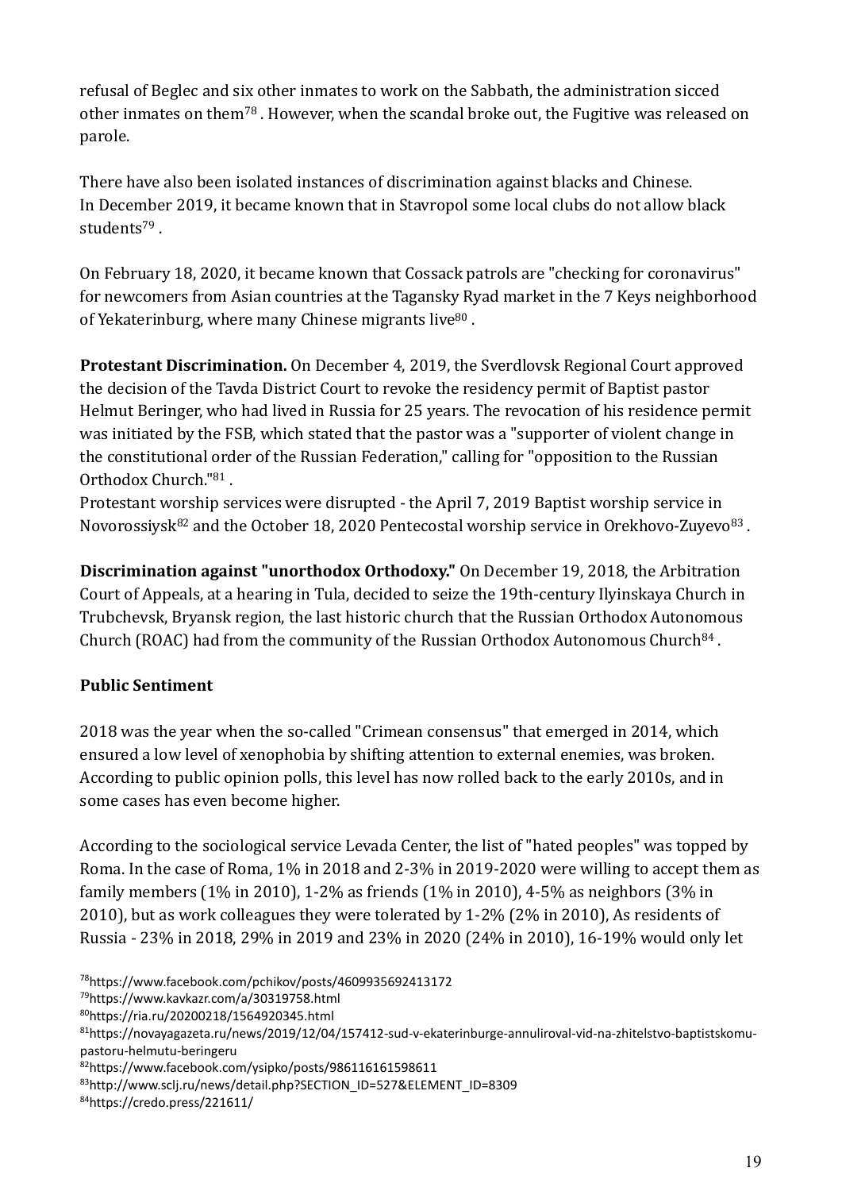refusal of Beglec and six other inmates to work on the Sabbath, the administration sicced other inmates on them[78] . However, when the scandal broke out, the Fugitive was released on parole.

There have also been isolated instances of discrimination against blacks and Chinese. In December 2019, it became known that in Stavropol some local clubs do not allow black students[79] .

On February 18, 2020, it became known that Cossack patrols are "checking for coronavirus" for newcomers from Asian countries at the Tagansky Ryad market in the 7 Keys neighborhood of Yekaterinburg, where many Chinese migrants live[80] .

**Protestant Discrimination.** On December 4, 2019, the Sverdlovsk Regional Court approved the decision of the Tavda District Court to revoke the residency permit of Baptist pastor Helmut Beringer, who had lived in Russia for 25 years. The revocation of his residence permit was initiated by the FSB, which stated that the pastor was a "supporter of violent change in the constitutional order of the Russian Federation," calling for "opposition to the Russian Orthodox Church."[81] .

Protestant worship services were disrupted - the April 7, 2019 Baptist worship service in Novorossiysk[82] and the October 18, 2020 Pentecostal worship service in Orekhovo-Zuyevo[83] .

**Discrimination against "unorthodox Orthodoxy."** On December 19, 2018, the Arbitration Court of Appeals, at a hearing in Tula, decided to seize the 19th-century Ilyinskaya Church in Trubchevsk, Bryansk region, the last historic church that the Russian Orthodox Autonomous Church (ROAC) had from the community of the Russian Orthodox Autonomous Church[84] .

**Public Sentiment**

2018 was the year when the so-called "Crimean consensus" that emerged in 2014, which ensured a low level of xenophobia by shifting attention to external enemies, was broken. According to public opinion polls, this level has now rolled back to the early 2010s, and in some cases has even become higher.

According to the sociological service Levada Center, the list of "hated peoples" was topped by Roma. In the case of Roma, 1% in 2018 and 2-3% in 2019-2020 were willing to accept them as family members (1% in 2010), 1-2% as friends (1% in 2010), 4-5% as neighbors (3% in 2010), but as work colleagues they were tolerated by 1-2% (2% in 2010), As residents of Russia - 23% in 2018, 29% in 2019 and 23% in 2020 (24% in 2010), 16-19% would only let

[78]https://www.facebook.com/pchikov/posts/4609935692413172

[79]https://www.kavkazr.com/a/30319758.html

[80]https://ria.ru/20200218/1564920345.html

[81]https://novayagazeta.ru/news/2019/12/04/157412-sud-v-ekaterinburge-annuliroval-vid-na-zhitelstvo-baptistskomu-pastoru-helmutu-beringeru

[82]https://www.facebook.com/ysipko/posts/986116161598611

[83]http://www.sclj.ru/news/detail.php?SECTION_ID=527&ELEMENT_ID=8309

[84]https://credo.press/221611/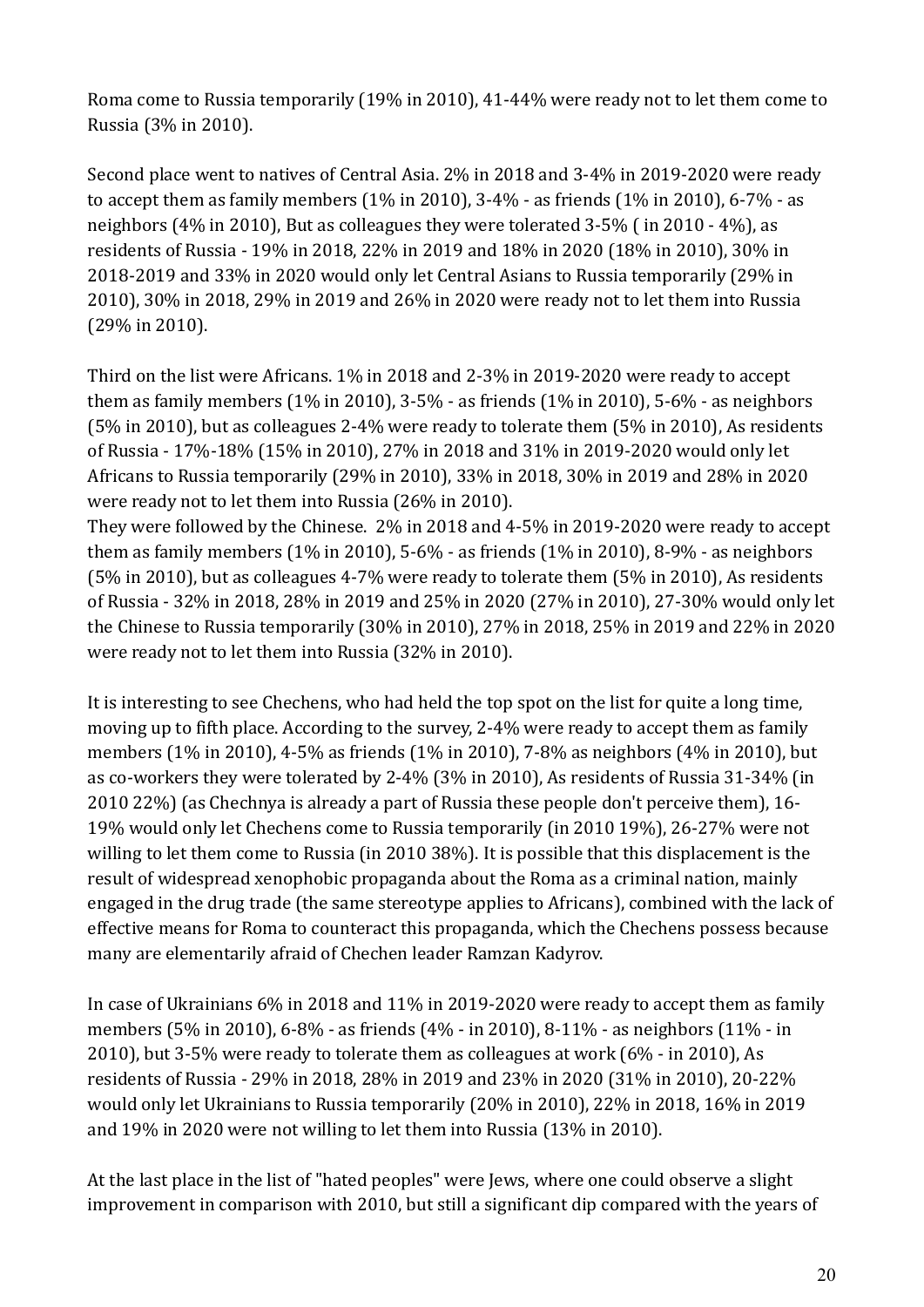Roma come to Russia temporarily (19% in 2010), 41-44% were ready not to let them come to Russia (3% in 2010).

Second place went to natives of Central Asia. 2% in 2018 and 3-4% in 2019-2020 were ready to accept them as family members (1% in 2010), 3-4% - as friends (1% in 2010), 6-7% - as neighbors (4% in 2010), But as colleagues they were tolerated 3-5% ( in 2010 - 4%), as residents of Russia - 19% in 2018, 22% in 2019 and 18% in 2020 (18% in 2010), 30% in 2018-2019 and 33% in 2020 would only let Central Asians to Russia temporarily (29% in 2010), 30% in 2018, 29% in 2019 and 26% in 2020 were ready not to let them into Russia (29% in 2010).

Third on the list were Africans. 1% in 2018 and 2-3% in 2019-2020 were ready to accept them as family members (1% in 2010), 3-5% - as friends (1% in 2010), 5-6% - as neighbors (5% in 2010), but as colleagues 2-4% were ready to tolerate them (5% in 2010), As residents of Russia - 17%-18% (15% in 2010), 27% in 2018 and 31% in 2019-2020 would only let Africans to Russia temporarily (29% in 2010), 33% in 2018, 30% in 2019 and 28% in 2020 were ready not to let them into Russia (26% in 2010).
They were followed by the Chinese. 2% in 2018 and 4-5% in 2019-2020 were ready to accept them as family members (1% in 2010), 5-6% - as friends (1% in 2010), 8-9% - as neighbors (5% in 2010), but as colleagues 4-7% were ready to tolerate them (5% in 2010), As residents of Russia - 32% in 2018, 28% in 2019 and 25% in 2020 (27% in 2010), 27-30% would only let the Chinese to Russia temporarily (30% in 2010), 27% in 2018, 25% in 2019 and 22% in 2020 were ready not to let them into Russia (32% in 2010).

It is interesting to see Chechens, who had held the top spot on the list for quite a long time, moving up to fifth place. According to the survey, 2-4% were ready to accept them as family members (1% in 2010), 4-5% as friends (1% in 2010), 7-8% as neighbors (4% in 2010), but as co-workers they were tolerated by 2-4% (3% in 2010), As residents of Russia 31-34% (in 2010 22%) (as Chechnya is already a part of Russia these people don't perceive them), 16-19% would only let Chechens come to Russia temporarily (in 2010 19%), 26-27% were not willing to let them come to Russia (in 2010 38%). It is possible that this displacement is the result of widespread xenophobic propaganda about the Roma as a criminal nation, mainly engaged in the drug trade (the same stereotype applies to Africans), combined with the lack of effective means for Roma to counteract this propaganda, which the Chechens possess because many are elementarily afraid of Chechen leader Ramzan Kadyrov.

In case of Ukrainians 6% in 2018 and 11% in 2019-2020 were ready to accept them as family members (5% in 2010), 6-8% - as friends (4% - in 2010), 8-11% - as neighbors (11% - in 2010), but 3-5% were ready to tolerate them as colleagues at work (6% - in 2010), As residents of Russia - 29% in 2018, 28% in 2019 and 23% in 2020 (31% in 2010), 20-22% would only let Ukrainians to Russia temporarily (20% in 2010), 22% in 2018, 16% in 2019 and 19% in 2020 were not willing to let them into Russia (13% in 2010).

At the last place in the list of "hated peoples" were Jews, where one could observe a slight improvement in comparison with 2010, but still a significant dip compared with the years of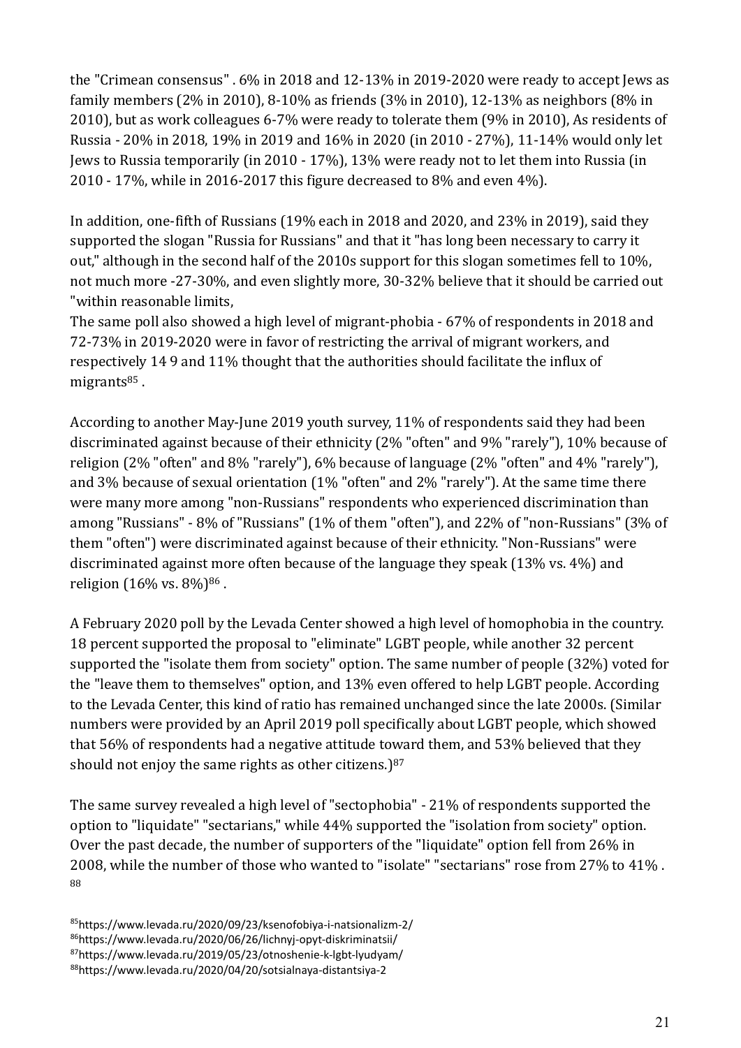the "Crimean consensus" . 6% in 2018 and 12-13% in 2019-2020 were ready to accept Jews as family members (2% in 2010), 8-10% as friends (3% in 2010), 12-13% as neighbors (8% in 2010), but as work colleagues 6-7% were ready to tolerate them (9% in 2010), As residents of Russia - 20% in 2018, 19% in 2019 and 16% in 2020 (in 2010 - 27%), 11-14% would only let Jews to Russia temporarily (in 2010 - 17%), 13% were ready not to let them into Russia (in 2010 - 17%, while in 2016-2017 this figure decreased to 8% and even 4%).

In addition, one-fifth of Russians (19% each in 2018 and 2020, and 23% in 2019), said they supported the slogan "Russia for Russians" and that it "has long been necessary to carry it out," although in the second half of the 2010s support for this slogan sometimes fell to 10%, not much more -27-30%, and even slightly more, 30-32% believe that it should be carried out "within reasonable limits,

The same poll also showed a high level of migrant-phobia - 67% of respondents in 2018 and 72-73% in 2019-2020 were in favor of restricting the arrival of migrant workers, and respectively 14 9 and 11% thought that the authorities should facilitate the influx of migrants[85] .

According to another May-June 2019 youth survey, 11% of respondents said they had been discriminated against because of their ethnicity (2% "often" and 9% "rarely"), 10% because of religion (2% "often" and 8% "rarely"), 6% because of language (2% "often" and 4% "rarely"), and 3% because of sexual orientation (1% "often" and 2% "rarely"). At the same time there were many more among "non-Russians" respondents who experienced discrimination than among "Russians" - 8% of "Russians" (1% of them "often"), and 22% of "non-Russians" (3% of them "often") were discriminated against because of their ethnicity. "Non-Russians" were discriminated against more often because of the language they speak (13% vs. 4%) and religion (16% vs. 8%)[86] .

A February 2020 poll by the Levada Center showed a high level of homophobia in the country. 18 percent supported the proposal to "eliminate" LGBT people, while another 32 percent supported the "isolate them from society" option. The same number of people (32%) voted for the "leave them to themselves" option, and 13% even offered to help LGBT people. According to the Levada Center, this kind of ratio has remained unchanged since the late 2000s. (Similar numbers were provided by an April 2019 poll specifically about LGBT people, which showed that 56% of respondents had a negative attitude toward them, and 53% believed that they should not enjoy the same rights as other citizens.)[87]

The same survey revealed a high level of "sectophobia" - 21% of respondents supported the option to "liquidate" "sectarians," while 44% supported the "isolation from society" option. Over the past decade, the number of supporters of the "liquidate" option fell from 26% in 2008, while the number of those who wanted to "isolate" "sectarians" rose from 27% to 41% . [88]

[85]https://www.levada.ru/2020/09/23/ksenofobiya-i-natsionalizm-2/

[86]https://www.levada.ru/2020/06/26/lichnyj-opyt-diskriminatsii/

[87]https://www.levada.ru/2019/05/23/otnoshenie-k-lgbt-lyudyam/

[88]https://www.levada.ru/2020/04/20/sotsialnaya-distantsiya-2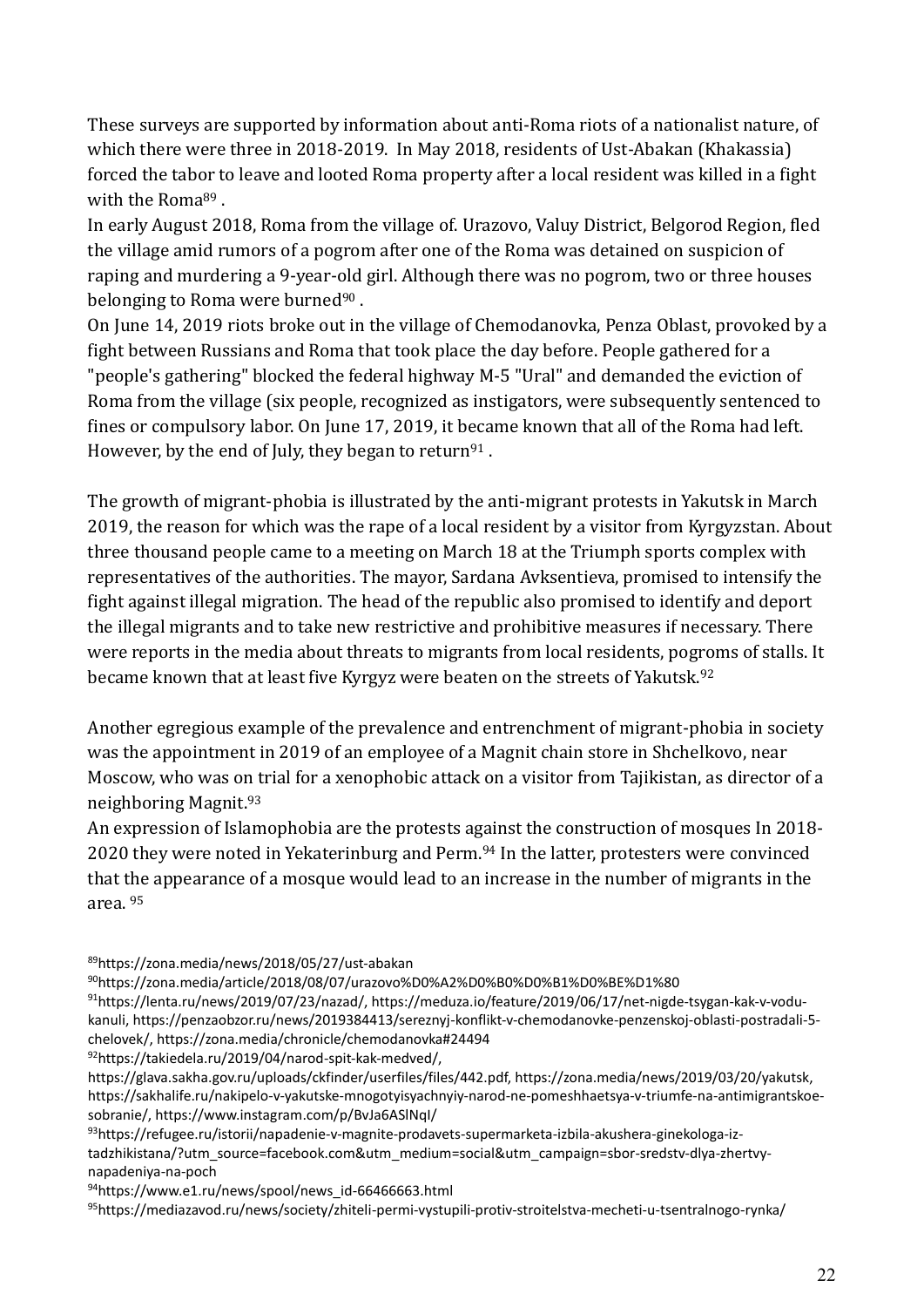These surveys are supported by information about anti-Roma riots of a nationalist nature, of which there were three in 2018-2019. In May 2018, residents of Ust-Abakan (Khakassia) forced the tabor to leave and looted Roma property after a local resident was killed in a fight with the Roma[89] .

In early August 2018, Roma from the village of. Urazovo, Valuy District, Belgorod Region, fled the village amid rumors of a pogrom after one of the Roma was detained on suspicion of raping and murdering a 9-year-old girl. Although there was no pogrom, two or three houses belonging to Roma were burned[90] .

On June 14, 2019 riots broke out in the village of Chemodanovka, Penza Oblast, provoked by a fight between Russians and Roma that took place the day before. People gathered for a "people's gathering" blocked the federal highway M-5 "Ural" and demanded the eviction of Roma from the village (six people, recognized as instigators, were subsequently sentenced to fines or compulsory labor. On June 17, 2019, it became known that all of the Roma had left. However, by the end of July, they began to return[91] .

The growth of migrant-phobia is illustrated by the anti-migrant protests in Yakutsk in March 2019, the reason for which was the rape of a local resident by a visitor from Kyrgyzstan. About three thousand people came to a meeting on March 18 at the Triumph sports complex with representatives of the authorities. The mayor, Sardana Avksentieva, promised to intensify the fight against illegal migration. The head of the republic also promised to identify and deport the illegal migrants and to take new restrictive and prohibitive measures if necessary. There were reports in the media about threats to migrants from local residents, pogroms of stalls. It became known that at least five Kyrgyz were beaten on the streets of Yakutsk.[92]

Another egregious example of the prevalence and entrenchment of migrant-phobia in society was the appointment in 2019 of an employee of a Magnit chain store in Shchelkovo, near Moscow, who was on trial for a xenophobic attack on a visitor from Tajikistan, as director of a neighboring Magnit.[93]

An expression of Islamophobia are the protests against the construction of mosques In 2018-2020 they were noted in Yekaterinburg and Perm.[94] In the latter, protesters were convinced that the appearance of a mosque would lead to an increase in the number of migrants in the area. [95]

[89]https://zona.media/news/2018/05/27/ust-abakan

[90]https://zona.media/article/2018/08/07/urazovo%D0%A2%D0%B0%D0%B1%D0%BE%D1%80

[91]https://lenta.ru/news/2019/07/23/nazad/, https://meduza.io/feature/2019/06/17/net-nigde-tsygan-kak-v-vodu-kanuli, https://penzaobzor.ru/news/2019384413/sereznyj-konflikt-v-chemodanovke-penzenskoj-oblasti-postradali-5-chelovek/, https://zona.media/chronicle/chemodanovka#24494

[92]https://takiedela.ru/2019/04/narod-spit-kak-medved/, https://glava.sakha.gov.ru/uploads/ckfinder/userfiles/files/442.pdf, https://zona.media/news/2019/03/20/yakutsk, https://sakhalife.ru/nakipelo-v-yakutske-mnogotyisyachnyiy-narod-ne-pomeshhaetsya-v-triumfe-na-antimigrantskoe-sobranie/, https://www.instagram.com/p/BvJa6ASlNqI/

[93]https://refugee.ru/istorii/napadenie-v-magnite-prodavets-supermarketa-izbila-akushera-ginekologa-iz-tadzhikistana/?utm_source=facebook.com&utm_medium=social&utm_campaign=sbor-sredstv-dlya-zhertvy-napadeniya-na-poch

[94]https://www.e1.ru/news/spool/news_id-66466663.html

[95]https://mediazavod.ru/news/society/zhiteli-permi-vystupili-protiv-stroitelstva-mecheti-u-tsentralnogo-rynka/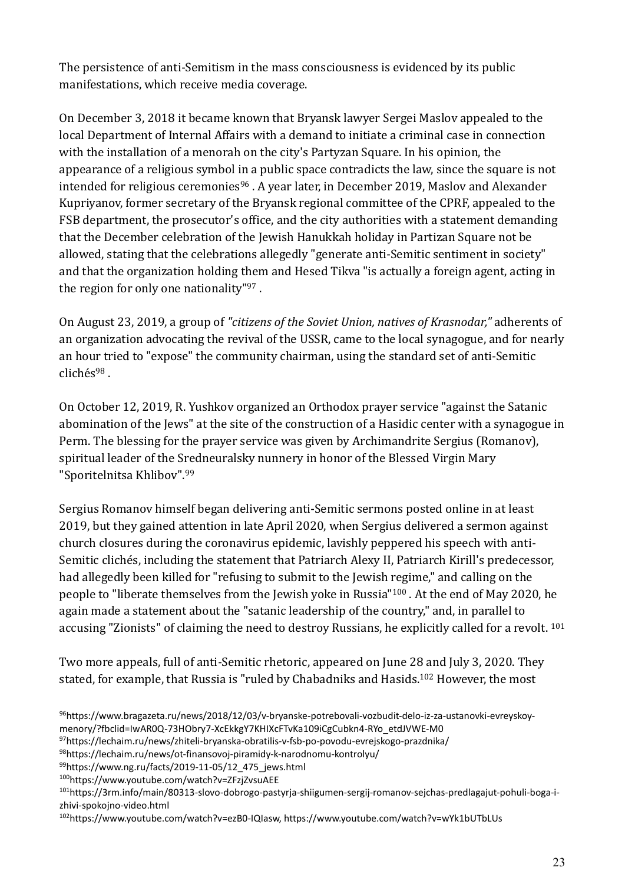The persistence of anti-Semitism in the mass consciousness is evidenced by its public manifestations, which receive media coverage.

On December 3, 2018 it became known that Bryansk lawyer Sergei Maslov appealed to the local Department of Internal Affairs with a demand to initiate a criminal case in connection with the installation of a menorah on the city's Partyzan Square. In his opinion, the appearance of a religious symbol in a public space contradicts the law, since the square is not intended for religious ceremonies[96] . A year later, in December 2019, Maslov and Alexander Kupriyanov, former secretary of the Bryansk regional committee of the CPRF, appealed to the FSB department, the prosecutor's office, and the city authorities with a statement demanding that the December celebration of the Jewish Hanukkah holiday in Partizan Square not be allowed, stating that the celebrations allegedly "generate anti-Semitic sentiment in society" and that the organization holding them and Hesed Tikva "is actually a foreign agent, acting in the region for only one nationality"[97] .

On August 23, 2019, a group of *"citizens of the Soviet Union, natives of Krasnodar,"* adherents of an organization advocating the revival of the USSR, came to the local synagogue, and for nearly an hour tried to "expose" the community chairman, using the standard set of anti-Semitic clichés[98] .

On October 12, 2019, R. Yushkov organized an Orthodox prayer service "against the Satanic abomination of the Jews" at the site of the construction of a Hasidic center with a synagogue in Perm. The blessing for the prayer service was given by Archimandrite Sergius (Romanov), spiritual leader of the Sredneuralsky nunnery in honor of the Blessed Virgin Mary "Sporitelnitsa Khlibov".[99]

Sergius Romanov himself began delivering anti-Semitic sermons posted online in at least 2019, but they gained attention in late April 2020, when Sergius delivered a sermon against church closures during the coronavirus epidemic, lavishly peppered his speech with anti-Semitic clichés, including the statement that Patriarch Alexy II, Patriarch Kirill's predecessor, had allegedly been killed for "refusing to submit to the Jewish regime," and calling on the people to "liberate themselves from the Jewish yoke in Russia"[100] . At the end of May 2020, he again made a statement about the "satanic leadership of the country," and, in parallel to accusing "Zionists" of claiming the need to destroy Russians, he explicitly called for a revolt. [101]

Two more appeals, full of anti-Semitic rhetoric, appeared on June 28 and July 3, 2020. They stated, for example, that Russia is "ruled by Chabadniks and Hasids.[102] However, the most

[96]https://www.bragazeta.ru/news/2018/12/03/v-bryanske-potrebovali-vozbudit-delo-iz-za-ustanovki-evreyskoy-menory/?fbclid=IwAR0Q-73HObry7-XcEkkgY7KHIXcFTvKa109iCgCubkn4-RYo_etdJVWE-M0

[97]https://lechaim.ru/news/zhiteli-bryanska-obratilis-v-fsb-po-povodu-evrejskogo-prazdnika/

[98]https://lechaim.ru/news/ot-finansovoj-piramidy-k-narodnomu-kontrolyu/

[99]https://www.ng.ru/facts/2019-11-05/12_475_jews.html

[100]https://www.youtube.com/watch?v=ZFzjZvsuAEE

[101]https://3rm.info/main/80313-slovo-dobrogo-pastyrja-shiigumen-sergij-romanov-sejchas-predlagajut-pohuli-boga-i-zhivi-spokojno-video.html

[102]https://www.youtube.com/watch?v=ezB0-IQIasw, https://www.youtube.com/watch?v=wYk1bUTbLUs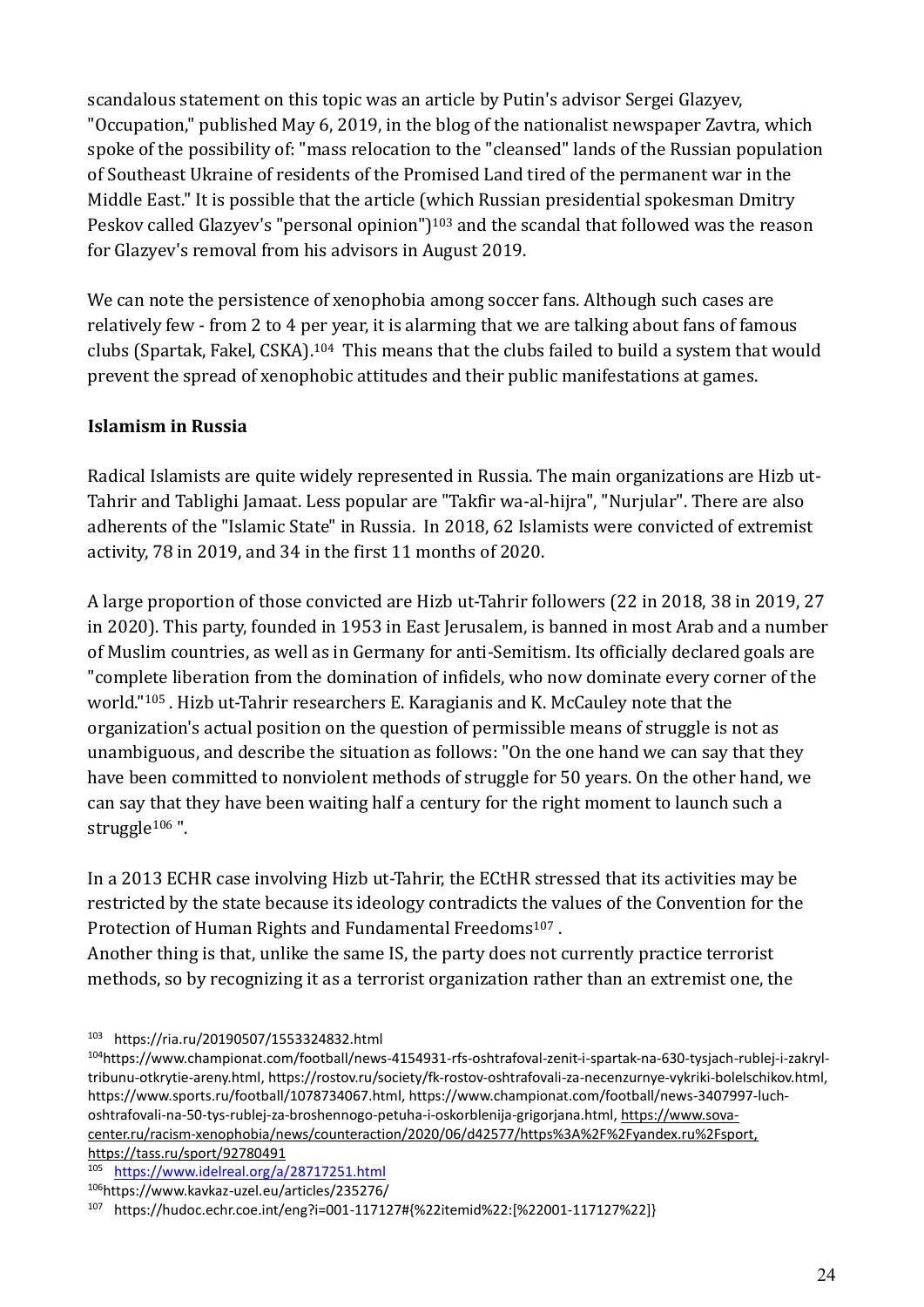scandalous statement on this topic was an article by Putin's advisor Sergei Glazyev, "Occupation," published May 6, 2019, in the blog of the nationalist newspaper Zavtra, which spoke of the possibility of: "mass relocation to the "cleansed" lands of the Russian population of Southeast Ukraine of residents of the Promised Land tired of the permanent war in the Middle East." It is possible that the article (which Russian presidential spokesman Dmitry Peskov called Glazyev's "personal opinion")[103] and the scandal that followed was the reason for Glazyev's removal from his advisors in August 2019.

We can note the persistence of xenophobia among soccer fans. Although such cases are relatively few - from 2 to 4 per year, it is alarming that we are talking about fans of famous clubs (Spartak, Fakel, CSKA).[104] This means that the clubs failed to build a system that would prevent the spread of xenophobic attitudes and their public manifestations at games.

**Islamism in Russia**

Radical Islamists are quite widely represented in Russia. The main organizations are Hizb ut-Tahrir and Tablighi Jamaat. Less popular are "Takfir wa-al-hijra", "Nurjular". There are also adherents of the "Islamic State" in Russia. In 2018, 62 Islamists were convicted of extremist activity, 78 in 2019, and 34 in the first 11 months of 2020.

A large proportion of those convicted are Hizb ut-Tahrir followers (22 in 2018, 38 in 2019, 27 in 2020). This party, founded in 1953 in East Jerusalem, is banned in most Arab and a number of Muslim countries, as well as in Germany for anti-Semitism. Its officially declared goals are "complete liberation from the domination of infidels, who now dominate every corner of the world."[105] . Hizb ut-Tahrir researchers E. Karagianis and K. McCauley note that the organization's actual position on the question of permissible means of struggle is not as unambiguous, and describe the situation as follows: "On the one hand we can say that they have been committed to nonviolent methods of struggle for 50 years. On the other hand, we can say that they have been waiting half a century for the right moment to launch such a struggle[106] ".

In a 2013 ECHR case involving Hizb ut-Tahrir, the ECtHR stressed that its activities may be restricted by the state because its ideology contradicts the values of the Convention for the Protection of Human Rights and Fundamental Freedoms[107] .

Another thing is that, unlike the same IS, the party does not currently practice terrorist methods, so by recognizing it as a terrorist organization rather than an extremist one, the

---

[103] https://ria.ru/20190507/1553324832.html

[104] https://www.championat.com/football/news-4154931-rfs-oshtrafoval-zenit-i-spartak-na-630-tysjach-rublej-i-zakryl-tribunu-otkrytie-areny.html, https://rostov.ru/society/fk-rostov-oshtrafovali-za-necenzurnye-vykriki-bolelschikov.html, https://www.sports.ru/football/1078734067.html, https://www.championat.com/football/news-3407997-luch-oshtrafovali-na-50-tys-rublej-za-broshennogo-petuha-i-oskorblenija-grigorjana.html, https://www.sova-center.ru/racism-xenophobia/news/counteraction/2020/06/d42577/https%3A%2F%2Fyandex.ru%2Fsport, https://tass.ru/sport/92780491

[105] https://www.idelreal.org/a/28717251.html

[106] https://www.kavkaz-uzel.eu/articles/235276/

[107] https://hudoc.echr.coe.int/eng?i=001-117127#{%22itemid%22:[%22001-117127%22]}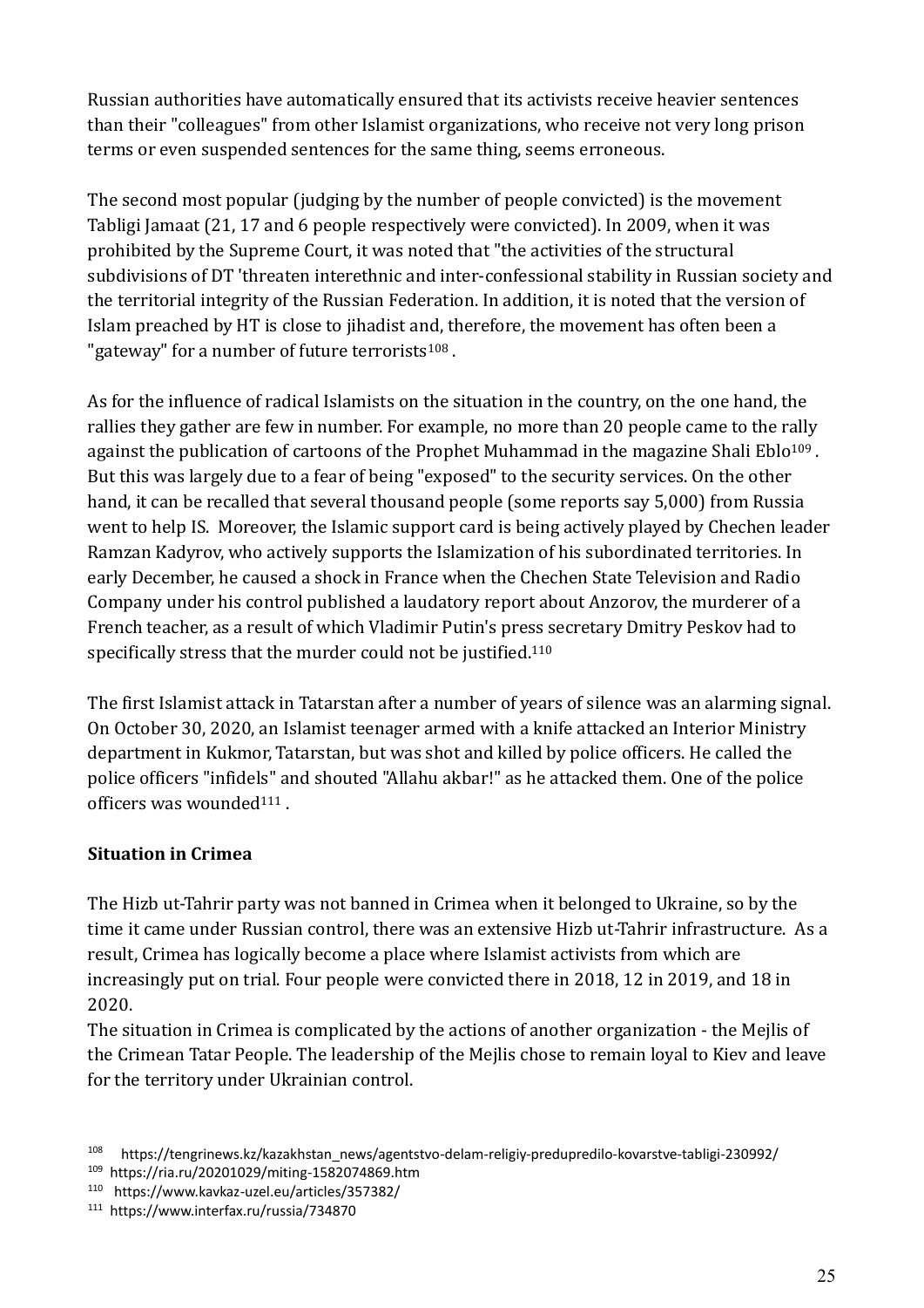Russian authorities have automatically ensured that its activists receive heavier sentences than their "colleagues" from other Islamist organizations, who receive not very long prison terms or even suspended sentences for the same thing, seems erroneous.

The second most popular (judging by the number of people convicted) is the movement Tabligi Jamaat (21, 17 and 6 people respectively were convicted). In 2009, when it was prohibited by the Supreme Court, it was noted that "the activities of the structural subdivisions of DT 'threaten interethnic and inter-confessional stability in Russian society and the territorial integrity of the Russian Federation. In addition, it is noted that the version of Islam preached by HT is close to jihadist and, therefore, the movement has often been a "gateway" for a number of future terrorists[108] .

As for the influence of radical Islamists on the situation in the country, on the one hand, the rallies they gather are few in number. For example, no more than 20 people came to the rally against the publication of cartoons of the Prophet Muhammad in the magazine Shali Eblo[109] . But this was largely due to a fear of being "exposed" to the security services. On the other hand, it can be recalled that several thousand people (some reports say 5,000) from Russia went to help IS. Moreover, the Islamic support card is being actively played by Chechen leader Ramzan Kadyrov, who actively supports the Islamization of his subordinated territories. In early December, he caused a shock in France when the Chechen State Television and Radio Company under his control published a laudatory report about Anzorov, the murderer of a French teacher, as a result of which Vladimir Putin's press secretary Dmitry Peskov had to specifically stress that the murder could not be justified.[110]

The first Islamist attack in Tatarstan after a number of years of silence was an alarming signal. On October 30, 2020, an Islamist teenager armed with a knife attacked an Interior Ministry department in Kukmor, Tatarstan, but was shot and killed by police officers. He called the police officers "infidels" and shouted "Allahu akbar!" as he attacked them. One of the police officers was wounded[111] .

**Situation in Crimea**

The Hizb ut-Tahrir party was not banned in Crimea when it belonged to Ukraine, so by the time it came under Russian control, there was an extensive Hizb ut-Tahrir infrastructure. As a result, Crimea has logically become a place where Islamist activists from which are increasingly put on trial. Four people were convicted there in 2018, 12 in 2019, and 18 in 2020.

The situation in Crimea is complicated by the actions of another organization - the Mejlis of the Crimean Tatar People. The leadership of the Mejlis chose to remain loyal to Kiev and leave for the territory under Ukrainian control.

[108] https://tengrinews.kz/kazakhstan_news/agentstvo-delam-religiy-predupredilo-kovarstve-tabligi-230992/

[109] https://ria.ru/20201029/miting-1582074869.htm

[110] https://www.kavkaz-uzel.eu/articles/357382/

[111] https://www.interfax.ru/russia/734870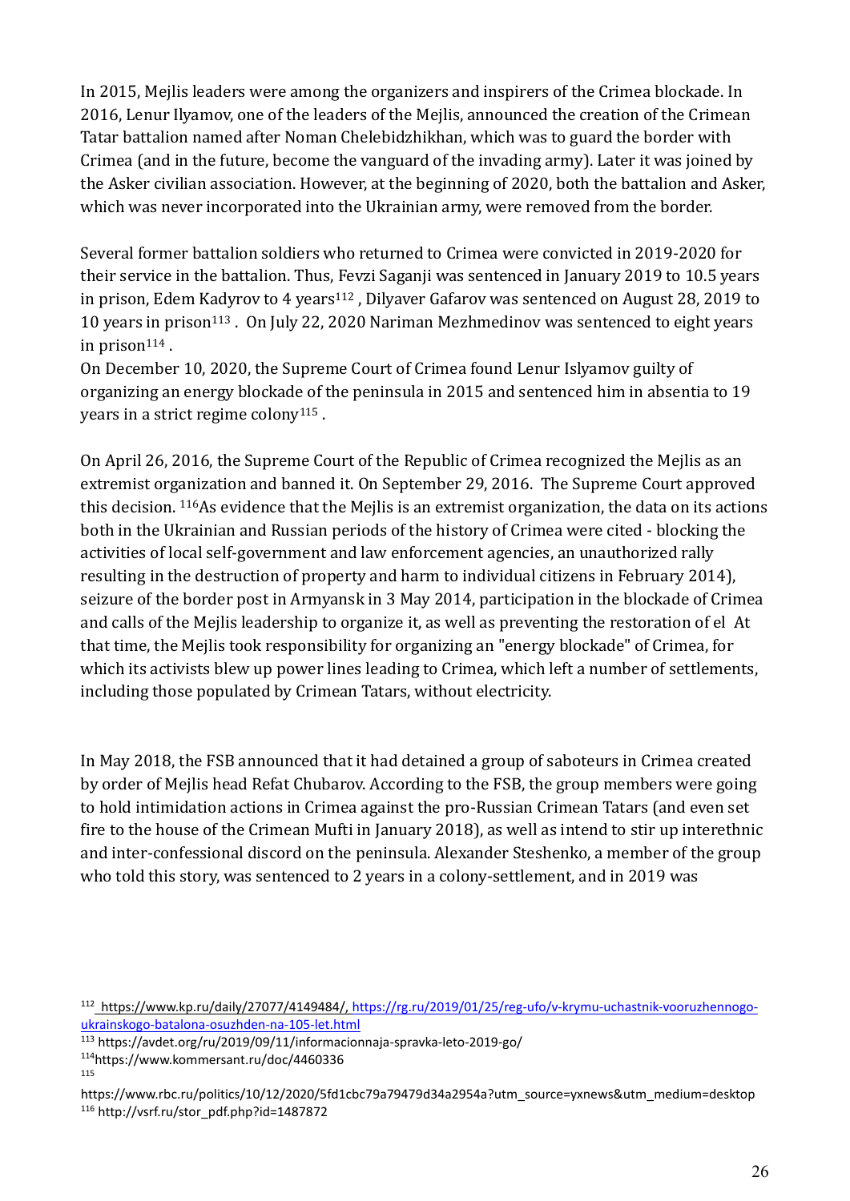In 2015, Mejlis leaders were among the organizers and inspirers of the Crimea blockade. In 2016, Lenur Ilyamov, one of the leaders of the Mejlis, announced the creation of the Crimean Tatar battalion named after Noman Chelebidzhikhan, which was to guard the border with Crimea (and in the future, become the vanguard of the invading army). Later it was joined by the Asker civilian association. However, at the beginning of 2020, both the battalion and Asker, which was never incorporated into the Ukrainian army, were removed from the border.

Several former battalion soldiers who returned to Crimea were convicted in 2019-2020 for their service in the battalion. Thus, Fevzi Saganji was sentenced in January 2019 to 10.5 years in prison, Edem Kadyrov to 4 years[112] , Dilyaver Gafarov was sentenced on August 28, 2019 to 10 years in prison[113] . On July 22, 2020 Nariman Mezhmedinov was sentenced to eight years in prison[114] .
On December 10, 2020, the Supreme Court of Crimea found Lenur Islyamov guilty of organizing an energy blockade of the peninsula in 2015 and sentenced him in absentia to 19 years in a strict regime colony[115] .

On April 26, 2016, the Supreme Court of the Republic of Crimea recognized the Mejlis as an extremist organization and banned it. On September 29, 2016. The Supreme Court approved this decision. [116]As evidence that the Mejlis is an extremist organization, the data on its actions both in the Ukrainian and Russian periods of the history of Crimea were cited - blocking the activities of local self-government and law enforcement agencies, an unauthorized rally resulting in the destruction of property and harm to individual citizens in February 2014), seizure of the border post in Armyansk in 3 May 2014, participation in the blockade of Crimea and calls of the Mejlis leadership to organize it, as well as preventing the restoration of el At that time, the Mejlis took responsibility for organizing an "energy blockade" of Crimea, for which its activists blew up power lines leading to Crimea, which left a number of settlements, including those populated by Crimean Tatars, without electricity.

In May 2018, the FSB announced that it had detained a group of saboteurs in Crimea created by order of Mejlis head Refat Chubarov. According to the FSB, the group members were going to hold intimidation actions in Crimea against the pro-Russian Crimean Tatars (and even set fire to the house of the Crimean Mufti in January 2018), as well as intend to stir up interethnic and inter-confessional discord on the peninsula. Alexander Steshenko, a member of the group who told this story, was sentenced to 2 years in a colony-settlement, and in 2019 was

---

[112] https://www.kp.ru/daily/27077/4149484/, https://rg.ru/2019/01/25/reg-ufo/v-krymu-uchastnik-vooruzhennogo-ukrainskogo-batalona-osuzhden-na-105-let.html

[113] https://avdet.org/ru/2019/09/11/informacionnaja-spravka-leto-2019-go/

[114] https://www.kommersant.ru/doc/4460336

[115] https://www.rbc.ru/politics/10/12/2020/5fd1cbc79a79479d34a2954a?utm_source=yxnews&utm_medium=desktop

[116] http://vsrf.ru/stor_pdf.php?id=1487872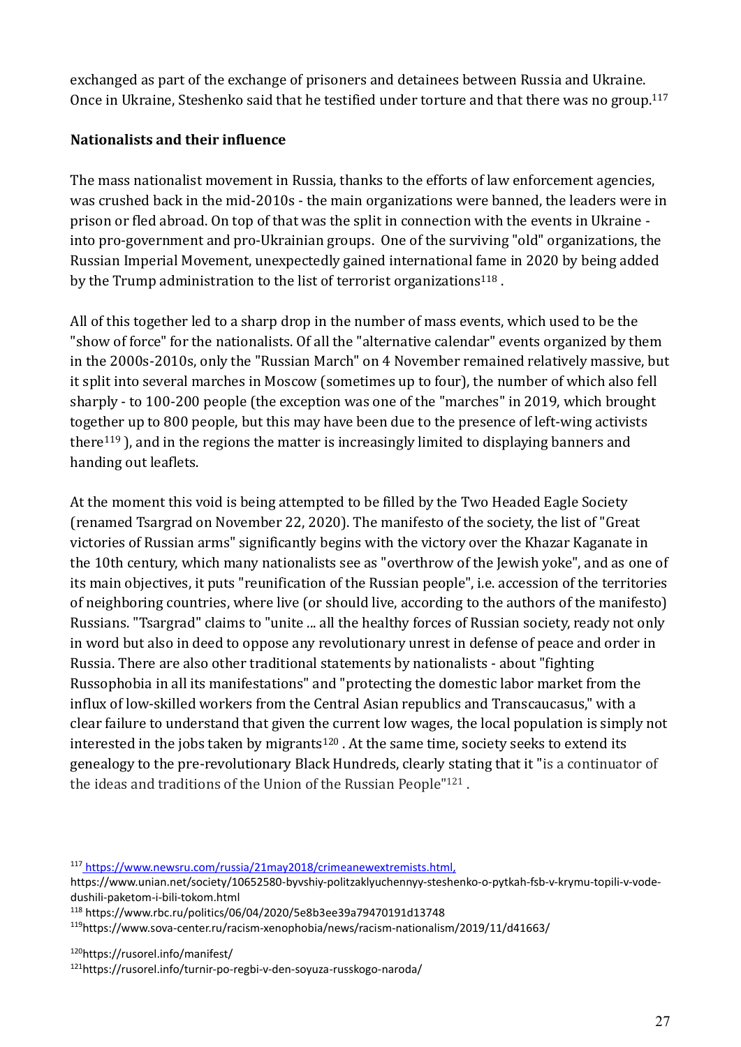exchanged as part of the exchange of prisoners and detainees between Russia and Ukraine. Once in Ukraine, Steshenko said that he testified under torture and that there was no group.[117]

**Nationalists and their influence**

The mass nationalist movement in Russia, thanks to the efforts of law enforcement agencies, was crushed back in the mid-2010s - the main organizations were banned, the leaders were in prison or fled abroad. On top of that was the split in connection with the events in Ukraine - into pro-government and pro-Ukrainian groups. One of the surviving "old" organizations, the Russian Imperial Movement, unexpectedly gained international fame in 2020 by being added by the Trump administration to the list of terrorist organizations[118] .

All of this together led to a sharp drop in the number of mass events, which used to be the "show of force" for the nationalists. Of all the "alternative calendar" events organized by them in the 2000s-2010s, only the "Russian March" on 4 November remained relatively massive, but it split into several marches in Moscow (sometimes up to four), the number of which also fell sharply - to 100-200 people (the exception was one of the "marches" in 2019, which brought together up to 800 people, but this may have been due to the presence of left-wing activists there[119] ), and in the regions the matter is increasingly limited to displaying banners and handing out leaflets.

At the moment this void is being attempted to be filled by the Two Headed Eagle Society (renamed Tsargrad on November 22, 2020). The manifesto of the society, the list of "Great victories of Russian arms" significantly begins with the victory over the Khazar Kaganate in the 10th century, which many nationalists see as "overthrow of the Jewish yoke", and as one of its main objectives, it puts "reunification of the Russian people", i.e. accession of the territories of neighboring countries, where live (or should live, according to the authors of the manifesto) Russians. "Tsargrad" claims to "unite ... all the healthy forces of Russian society, ready not only in word but also in deed to oppose any revolutionary unrest in defense of peace and order in Russia. There are also other traditional statements by nationalists - about "fighting Russophobia in all its manifestations" and "protecting the domestic labor market from the influx of low-skilled workers from the Central Asian republics and Transcaucasus," with a clear failure to understand that given the current low wages, the local population is simply not interested in the jobs taken by migrants[120] . At the same time, society seeks to extend its genealogy to the pre-revolutionary Black Hundreds, clearly stating that it "is a continuator of the ideas and traditions of the Union of the Russian People"[121] .

---

[117] https://www.newsru.com/russia/21may2018/crimeanewextremists.html, https://www.unian.net/society/10652580-byvshiy-politzaklyuchennyy-steshenko-o-pytkah-fsb-v-krymu-topili-v-vode-dushili-paketom-i-bili-tokom.html

[118] https://www.rbc.ru/politics/06/04/2020/5e8b3ee39a79470191d13748

[119] https://www.sova-center.ru/racism-xenophobia/news/racism-nationalism/2019/11/d41663/

[120] https://rusorel.info/manifest/

[121] https://rusorel.info/turnir-po-regbi-v-den-soyuza-russkogo-naroda/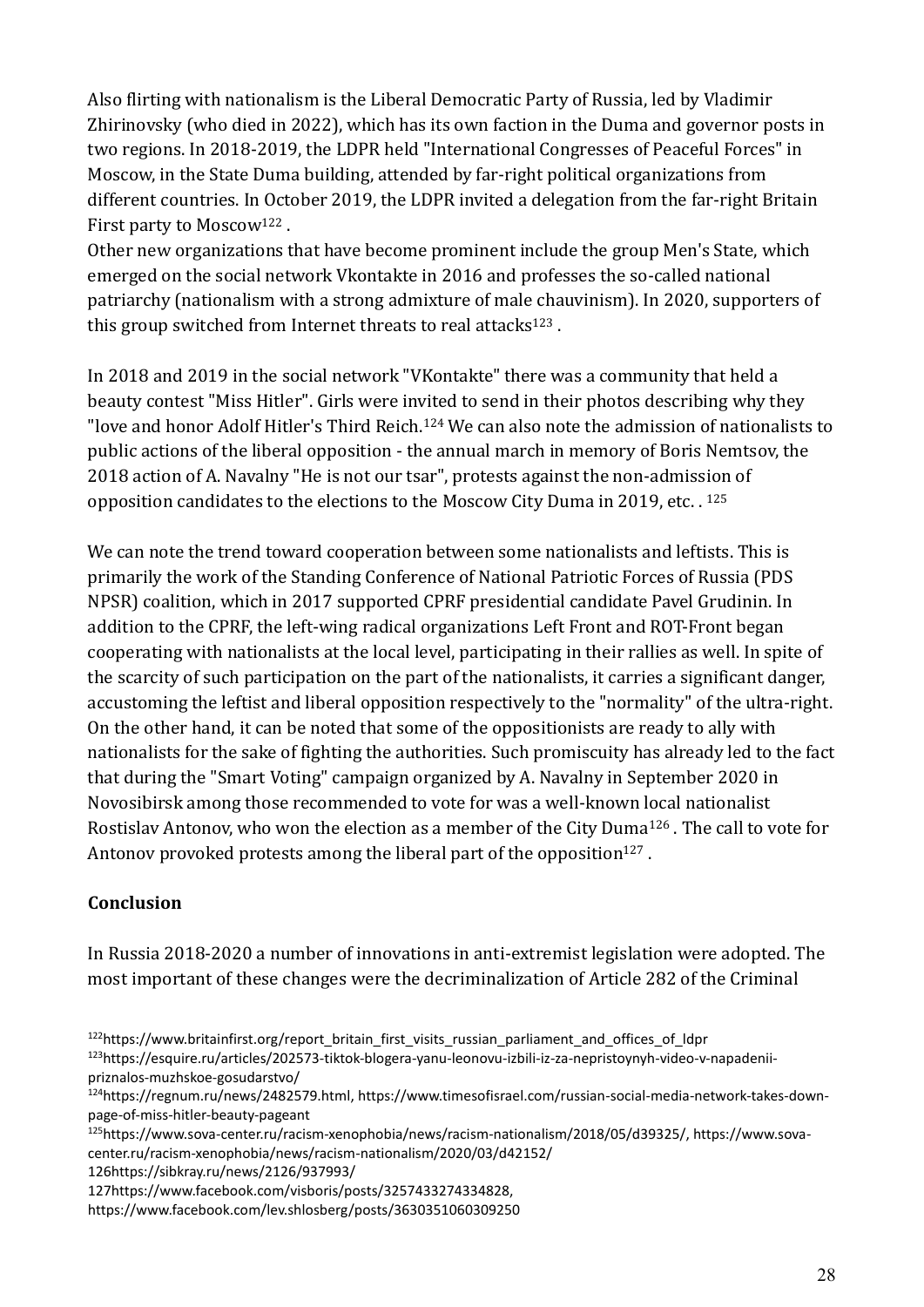Also flirting with nationalism is the Liberal Democratic Party of Russia, led by Vladimir Zhirinovsky (who died in 2022), which has its own faction in the Duma and governor posts in two regions. In 2018-2019, the LDPR held "International Congresses of Peaceful Forces" in Moscow, in the State Duma building, attended by far-right political organizations from different countries. In October 2019, the LDPR invited a delegation from the far-right Britain First party to Moscow[122] .

Other new organizations that have become prominent include the group Men's State, which emerged on the social network Vkontakte in 2016 and professes the so-called national patriarchy (nationalism with a strong admixture of male chauvinism). In 2020, supporters of this group switched from Internet threats to real attacks[123] .

In 2018 and 2019 in the social network "VKontakte" there was a community that held a beauty contest "Miss Hitler". Girls were invited to send in their photos describing why they "love and honor Adolf Hitler's Third Reich.[124] We can also note the admission of nationalists to public actions of the liberal opposition - the annual march in memory of Boris Nemtsov, the 2018 action of A. Navalny "He is not our tsar", protests against the non-admission of opposition candidates to the elections to the Moscow City Duma in 2019, etc. . [125]

We can note the trend toward cooperation between some nationalists and leftists. This is primarily the work of the Standing Conference of National Patriotic Forces of Russia (PDS NPSR) coalition, which in 2017 supported CPRF presidential candidate Pavel Grudinin. In addition to the CPRF, the left-wing radical organizations Left Front and ROT-Front began cooperating with nationalists at the local level, participating in their rallies as well. In spite of the scarcity of such participation on the part of the nationalists, it carries a significant danger, accustoming the leftist and liberal opposition respectively to the "normality" of the ultra-right. On the other hand, it can be noted that some of the oppositionists are ready to ally with nationalists for the sake of fighting the authorities. Such promiscuity has already led to the fact that during the "Smart Voting" campaign organized by A. Navalny in September 2020 in Novosibirsk among those recommended to vote for was a well-known local nationalist Rostislav Antonov, who won the election as a member of the City Duma[126] . The call to vote for Antonov provoked protests among the liberal part of the opposition[127] .

## Conclusion

In Russia 2018-2020 a number of innovations in anti-extremist legislation were adopted. The most important of these changes were the decriminalization of Article 282 of the Criminal

---

[122] https://www.britainfirst.org/report_britain_first_visits_russian_parliament_and_offices_of_ldpr

[123] https://esquire.ru/articles/202573-tiktok-blogera-yanu-leonovu-izbili-iz-za-nepristoynyh-video-v-napadenii-priznalos-muzhskoe-gosudarstvo/

[124] https://regnum.ru/news/2482579.html, https://www.timesofisrael.com/russian-social-media-network-takes-down-page-of-miss-hitler-beauty-pageant

[125] https://www.sova-center.ru/racism-xenophobia/news/racism-nationalism/2018/05/d39325/, https://www.sova-center.ru/racism-xenophobia/news/racism-nationalism/2020/03/d42152/

126https://sibkray.ru/news/2126/937993/

127https://www.facebook.com/visboris/posts/3257433274334828, https://www.facebook.com/lev.shlosberg/posts/3630351060309250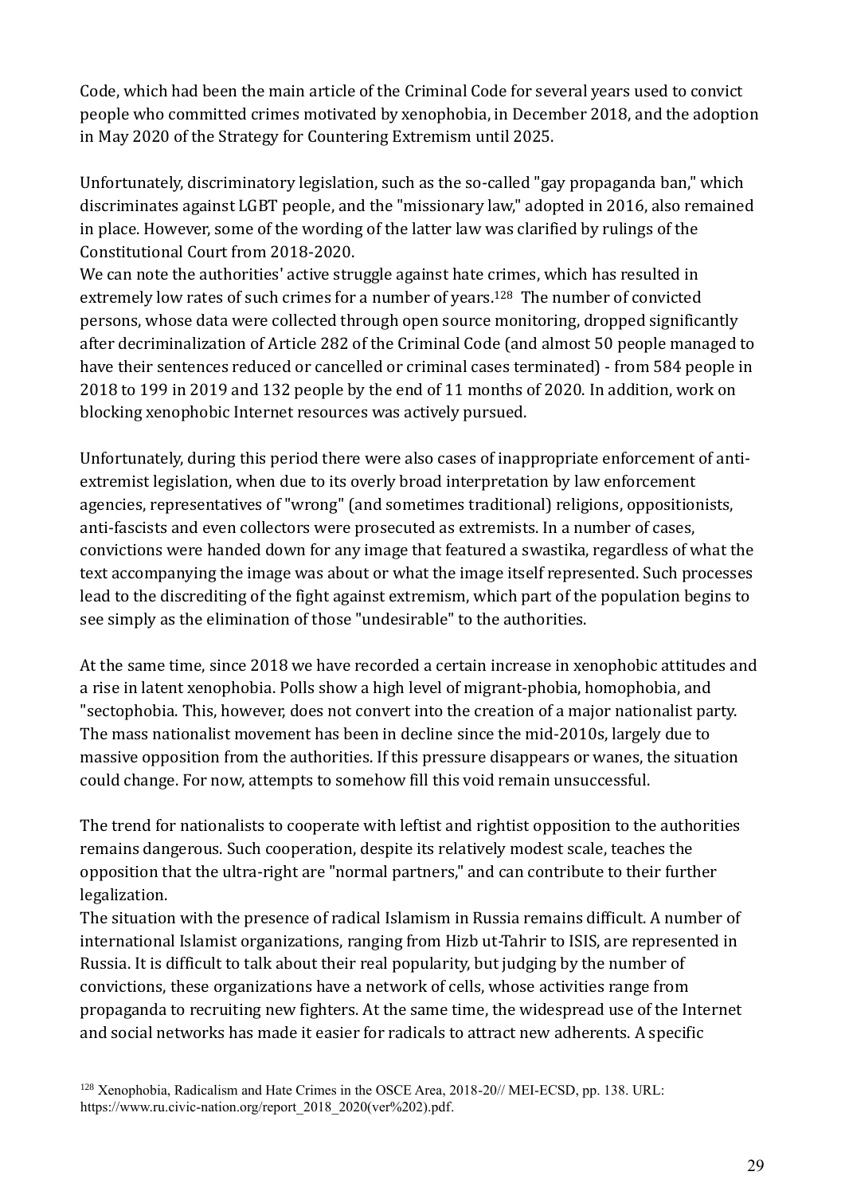Code, which had been the main article of the Criminal Code for several years used to convict people who committed crimes motivated by xenophobia, in December 2018, and the adoption in May 2020 of the Strategy for Countering Extremism until 2025.

Unfortunately, discriminatory legislation, such as the so-called "gay propaganda ban," which discriminates against LGBT people, and the "missionary law," adopted in 2016, also remained in place. However, some of the wording of the latter law was clarified by rulings of the Constitutional Court from 2018-2020.

We can note the authorities' active struggle against hate crimes, which has resulted in extremely low rates of such crimes for a number of years.[128] The number of convicted persons, whose data were collected through open source monitoring, dropped significantly after decriminalization of Article 282 of the Criminal Code (and almost 50 people managed to have their sentences reduced or cancelled or criminal cases terminated) - from 584 people in 2018 to 199 in 2019 and 132 people by the end of 11 months of 2020. In addition, work on blocking xenophobic Internet resources was actively pursued.

Unfortunately, during this period there were also cases of inappropriate enforcement of anti-extremist legislation, when due to its overly broad interpretation by law enforcement agencies, representatives of "wrong" (and sometimes traditional) religions, oppositionists, anti-fascists and even collectors were prosecuted as extremists. In a number of cases, convictions were handed down for any image that featured a swastika, regardless of what the text accompanying the image was about or what the image itself represented. Such processes lead to the discrediting of the fight against extremism, which part of the population begins to see simply as the elimination of those "undesirable" to the authorities.

At the same time, since 2018 we have recorded a certain increase in xenophobic attitudes and a rise in latent xenophobia. Polls show a high level of migrant-phobia, homophobia, and "sectophobia. This, however, does not convert into the creation of a major nationalist party. The mass nationalist movement has been in decline since the mid-2010s, largely due to massive opposition from the authorities. If this pressure disappears or wanes, the situation could change. For now, attempts to somehow fill this void remain unsuccessful.

The trend for nationalists to cooperate with leftist and rightist opposition to the authorities remains dangerous. Such cooperation, despite its relatively modest scale, teaches the opposition that the ultra-right are "normal partners," and can contribute to their further legalization.

The situation with the presence of radical Islamism in Russia remains difficult. A number of international Islamist organizations, ranging from Hizb ut-Tahrir to ISIS, are represented in Russia. It is difficult to talk about their real popularity, but judging by the number of convictions, these organizations have a network of cells, whose activities range from propaganda to recruiting new fighters. At the same time, the widespread use of the Internet and social networks has made it easier for radicals to attract new adherents. A specific

[128] Xenophobia, Radicalism and Hate Crimes in the OSCE Area, 2018-20// MEI-ECSD, pp. 138. URL: https://www.ru.civic-nation.org/report_2018_2020(ver%202).pdf.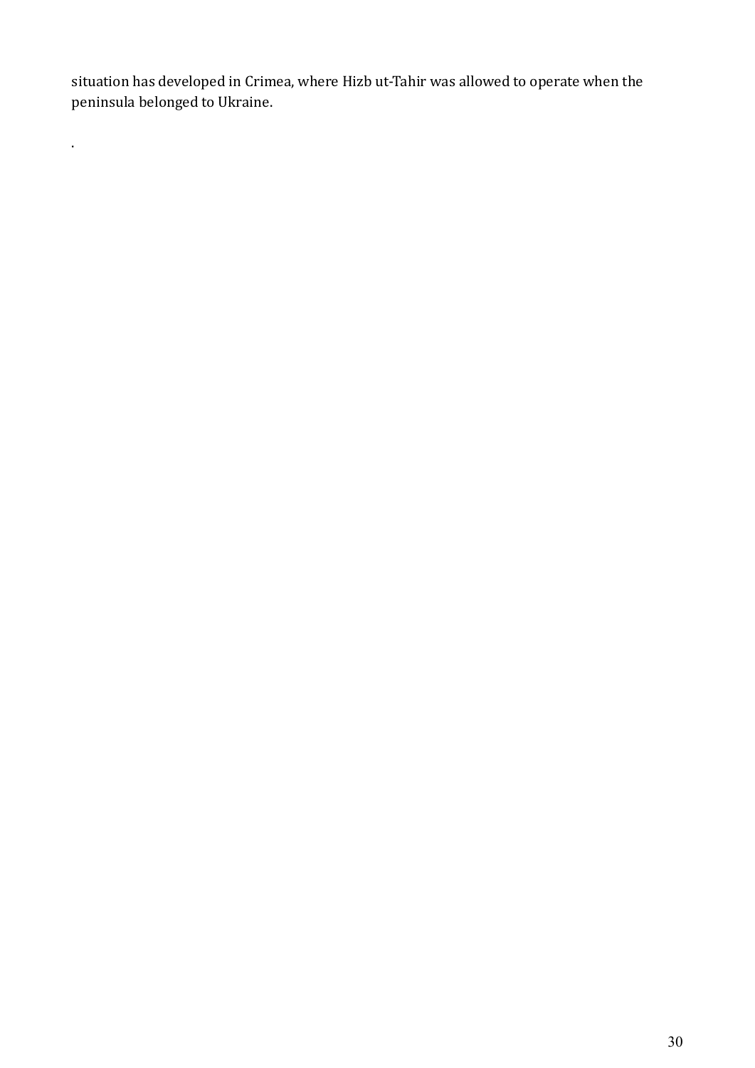situation has developed in Crimea, where Hizb ut-Tahir was allowed to operate when the peninsula belonged to Ukraine.

.